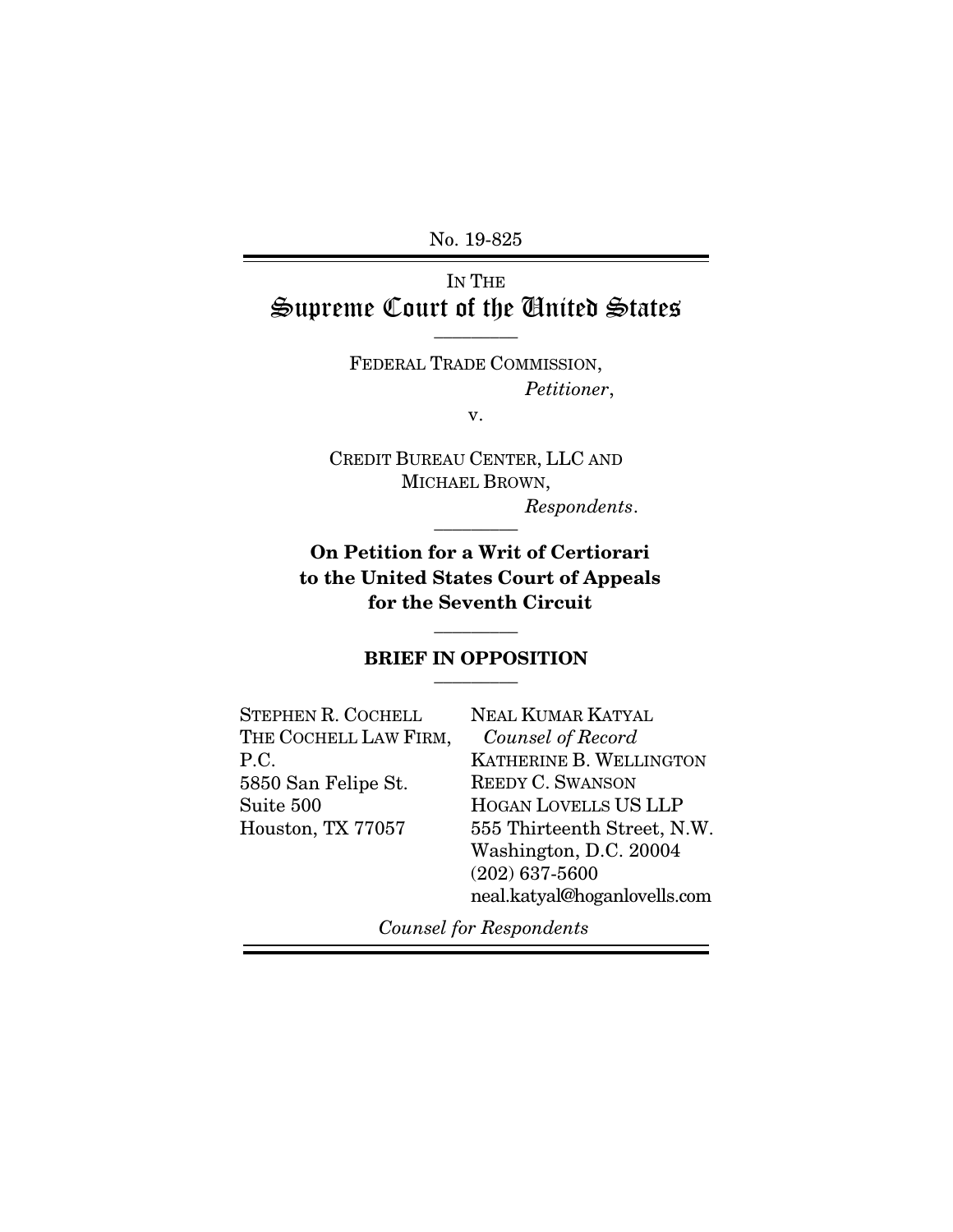No. 19-825

IN THE
# Supreme Court of the United States

FEDERAL TRADE COMMISSION,
*Petitioner*,

v.

CREDIT BUREAU CENTER, LLC AND
MICHAEL BROWN,
*Respondents*.

**On Petition for a Writ of Certiorari to the United States Court of Appeals for the Seventh Circuit**

**BRIEF IN OPPOSITION**

STEPHEN R. COCHELL
THE COCHELL LAW FIRM, P.C.
5850 San Felipe St.
Suite 500
Houston, TX 77057

NEAL KUMAR KATYAL
*Counsel of Record*
KATHERINE B. WELLINGTON
REEDY C. SWANSON
HOGAN LOVELLS US LLP
555 Thirteenth Street, N.W.
Washington, D.C. 20004
(202) 637-5600
neal.katyal@hoganlovells.com

*Counsel for Respondents*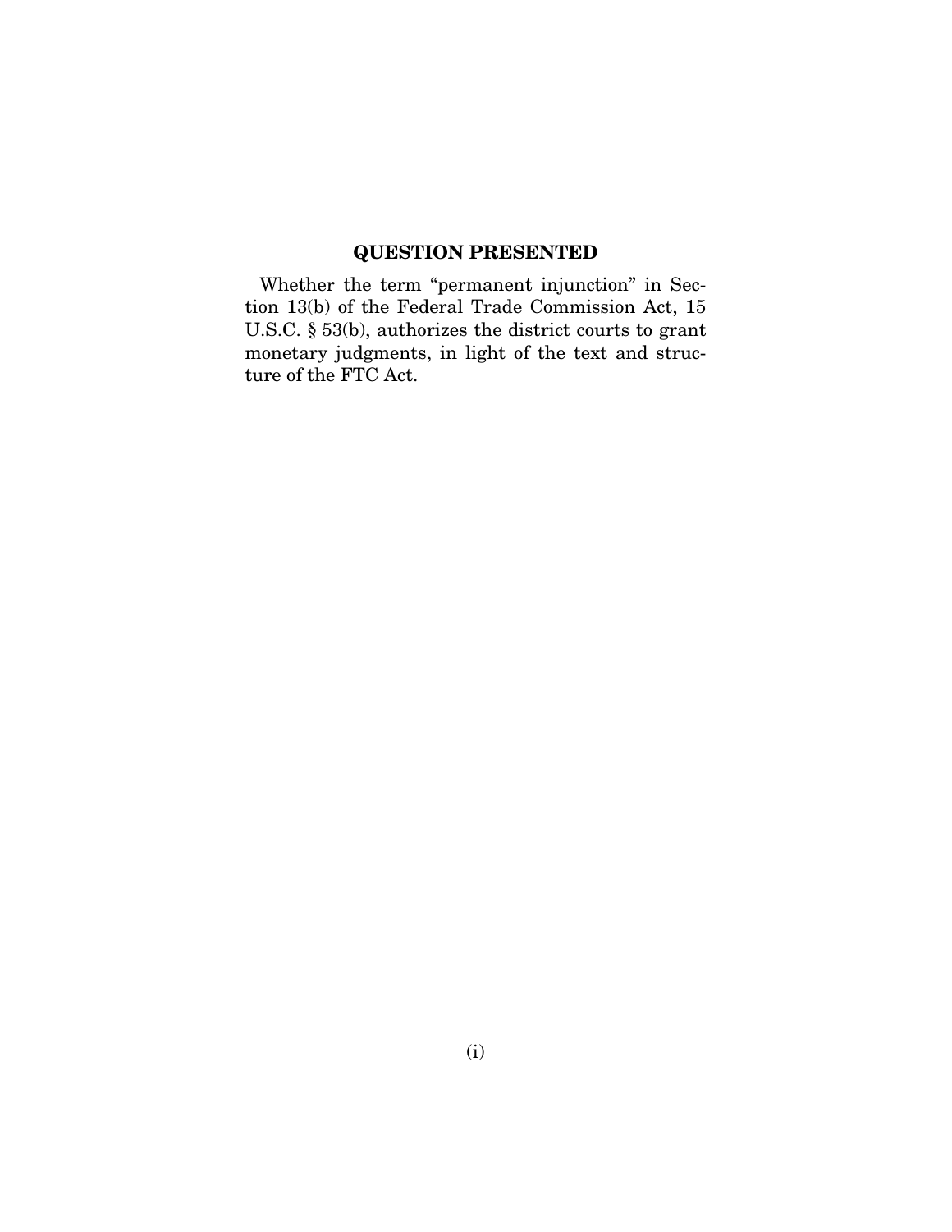## QUESTION PRESENTED

Whether the term "permanent injunction" in Section 13(b) of the Federal Trade Commission Act, 15 U.S.C. § 53(b), authorizes the district courts to grant monetary judgments, in light of the text and structure of the FTC Act.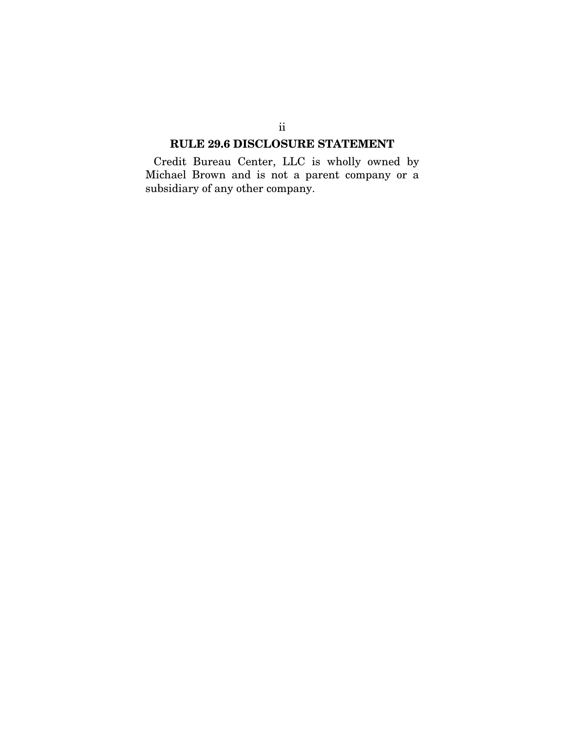## RULE 29.6 DISCLOSURE STATEMENT

Credit Bureau Center, LLC is wholly owned by Michael Brown and is not a parent company or a subsidiary of any other company.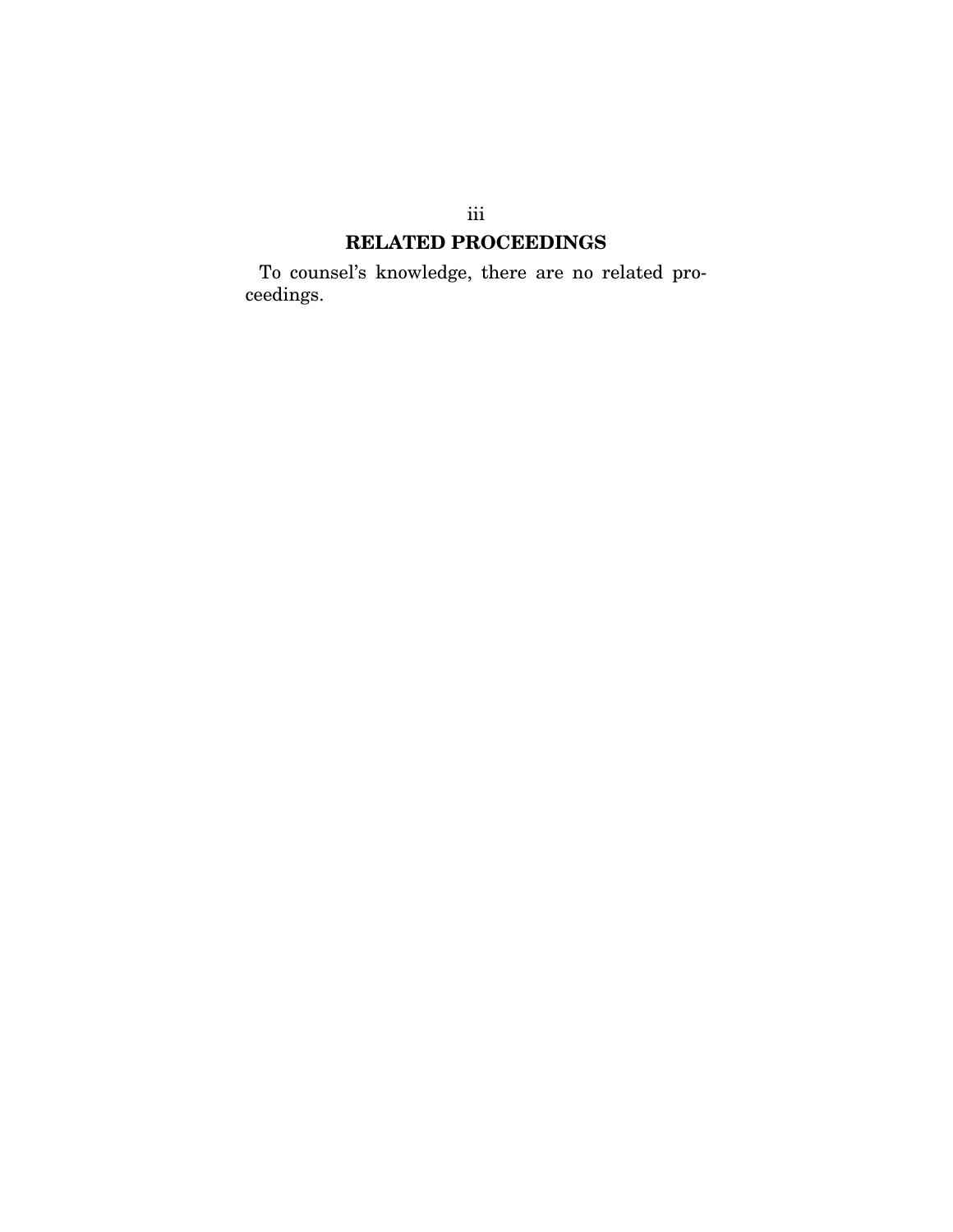## RELATED PROCEEDINGS

To counsel's knowledge, there are no related proceedings.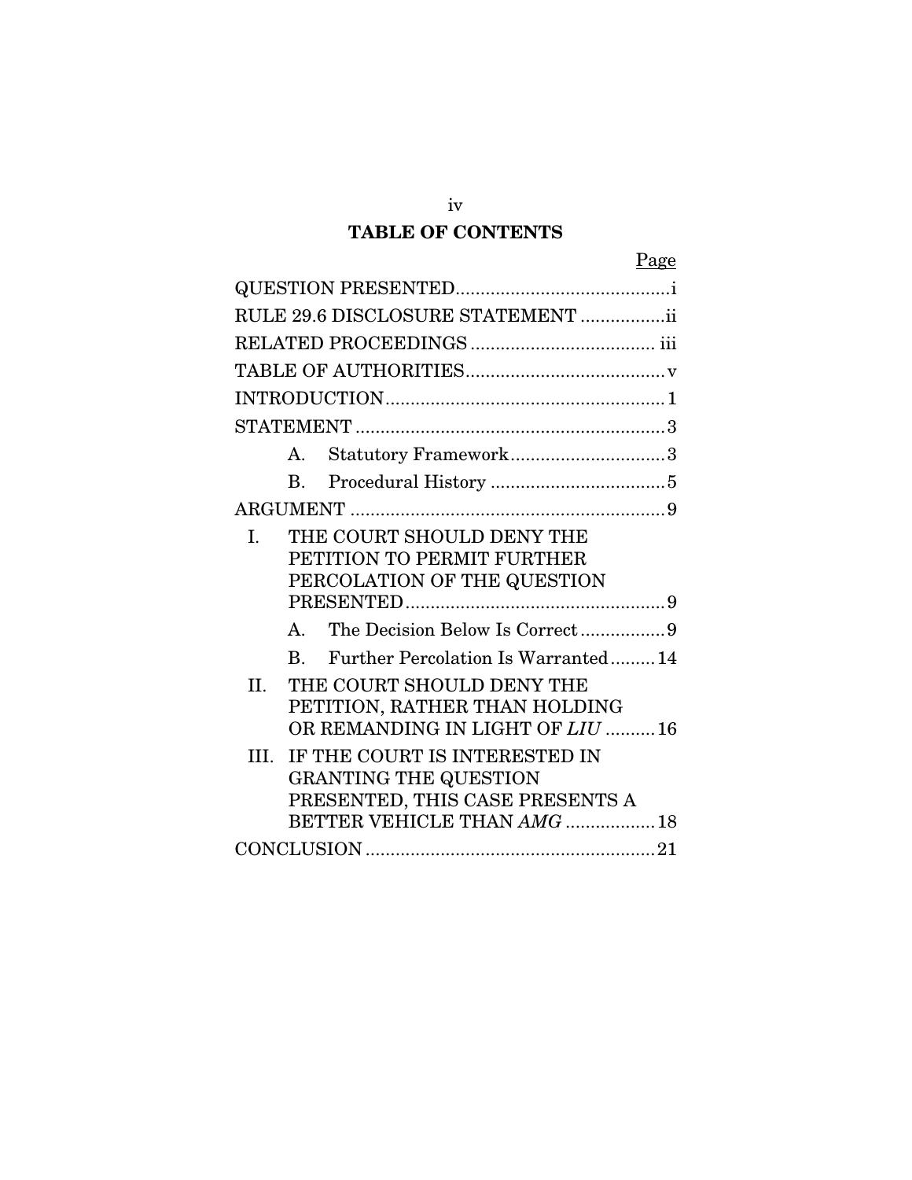# TABLE OF CONTENTS

| | Page |
|---|---|
| QUESTION PRESENTED | i |
| RULE 29.6 DISCLOSURE STATEMENT | ii |
| RELATED PROCEEDINGS | iii |
| TABLE OF AUTHORITIES | v |
| INTRODUCTION | 1 |
| STATEMENT | 3 |
| A. Statutory Framework | 3 |
| B. Procedural History | 5 |
| ARGUMENT | 9 |
| I. THE COURT SHOULD DENY THE PETITION TO PERMIT FURTHER PERCOLATION OF THE QUESTION PRESENTED | 9 |
| A. The Decision Below Is Correct | 9 |
| B. Further Percolation Is Warranted | 14 |
| II. THE COURT SHOULD DENY THE PETITION, RATHER THAN HOLDING OR REMANDING IN LIGHT OF *LIU* | 16 |
| III. IF THE COURT IS INTERESTED IN GRANTING THE QUESTION PRESENTED, THIS CASE PRESENTS A BETTER VEHICLE THAN *AMG* | 18 |
| CONCLUSION | 21 |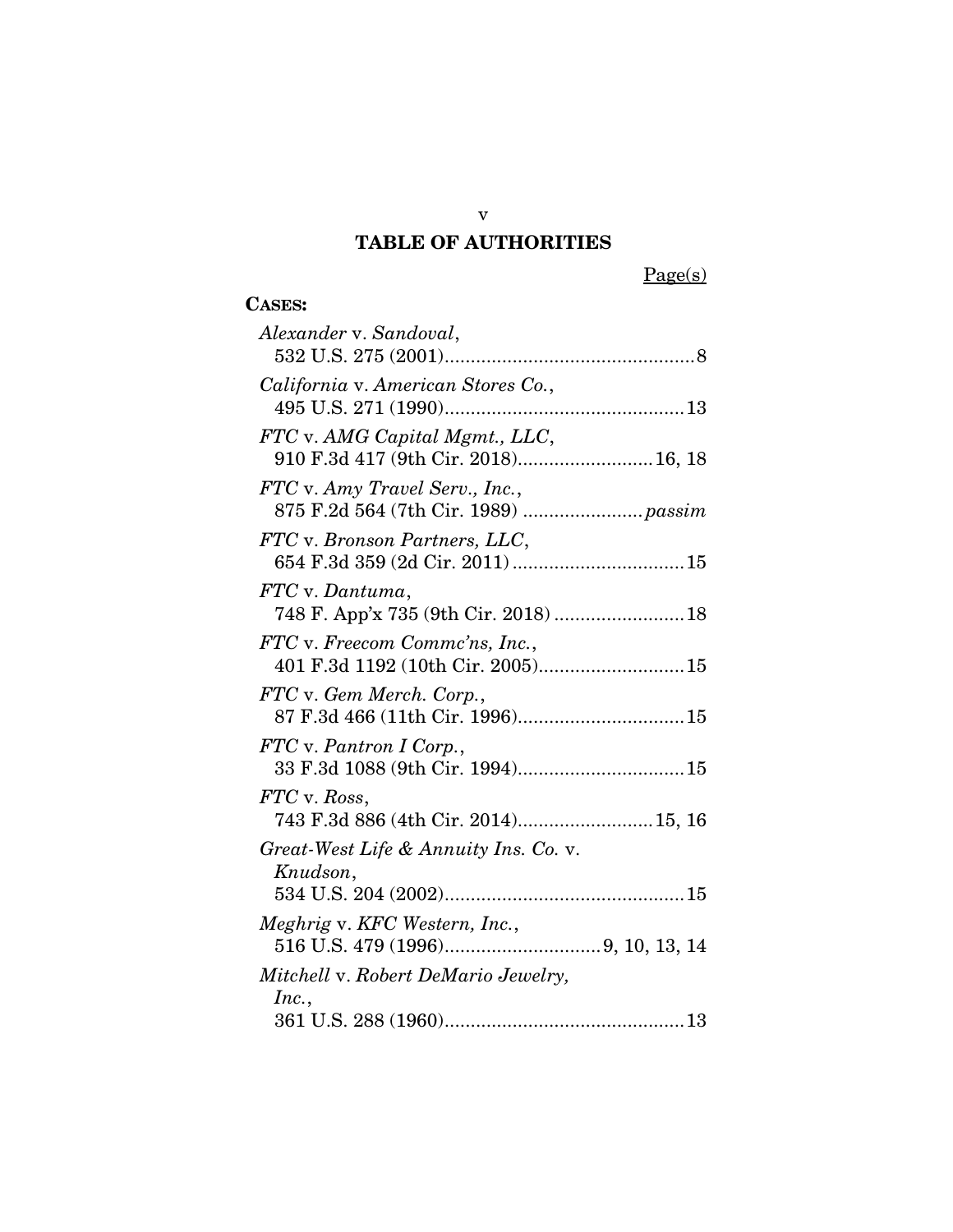## TABLE OF AUTHORITIES

Page(s)

**CASES:**

*Alexander* v. *Sandoval*,
532 U.S. 275 (2001)................................................8

*California* v. *American Stores Co.*,
495 U.S. 271 (1990)..............................................13

*FTC* v. *AMG Capital Mgmt., LLC*,
910 F.3d 417 (9th Cir. 2018)..........................16, 18

*FTC* v. *Amy Travel Serv., Inc.*,
875 F.2d 564 (7th Cir. 1989) .......................*passim*

*FTC* v. *Bronson Partners, LLC*,
654 F.3d 359 (2d Cir. 2011) .................................15

*FTC* v. *Dantuma*,
748 F. App'x 735 (9th Cir. 2018) .........................18

*FTC* v. *Freecom Commc'ns, Inc.*,
401 F.3d 1192 (10th Cir. 2005)............................15

*FTC* v. *Gem Merch. Corp.*,
87 F.3d 466 (11th Cir. 1996)................................15

*FTC* v. *Pantron I Corp.*,
33 F.3d 1088 (9th Cir. 1994)................................15

*FTC* v. *Ross*,
743 F.3d 886 (4th Cir. 2014)..........................15, 16

*Great-West Life & Annuity Ins. Co.* v. *Knudson*,
534 U.S. 204 (2002)..............................................15

*Meghrig* v. *KFC Western, Inc.*,
516 U.S. 479 (1996)..............................9, 10, 13, 14

*Mitchell* v. *Robert DeMario Jewelry, Inc.*,
361 U.S. 288 (1960)..............................................13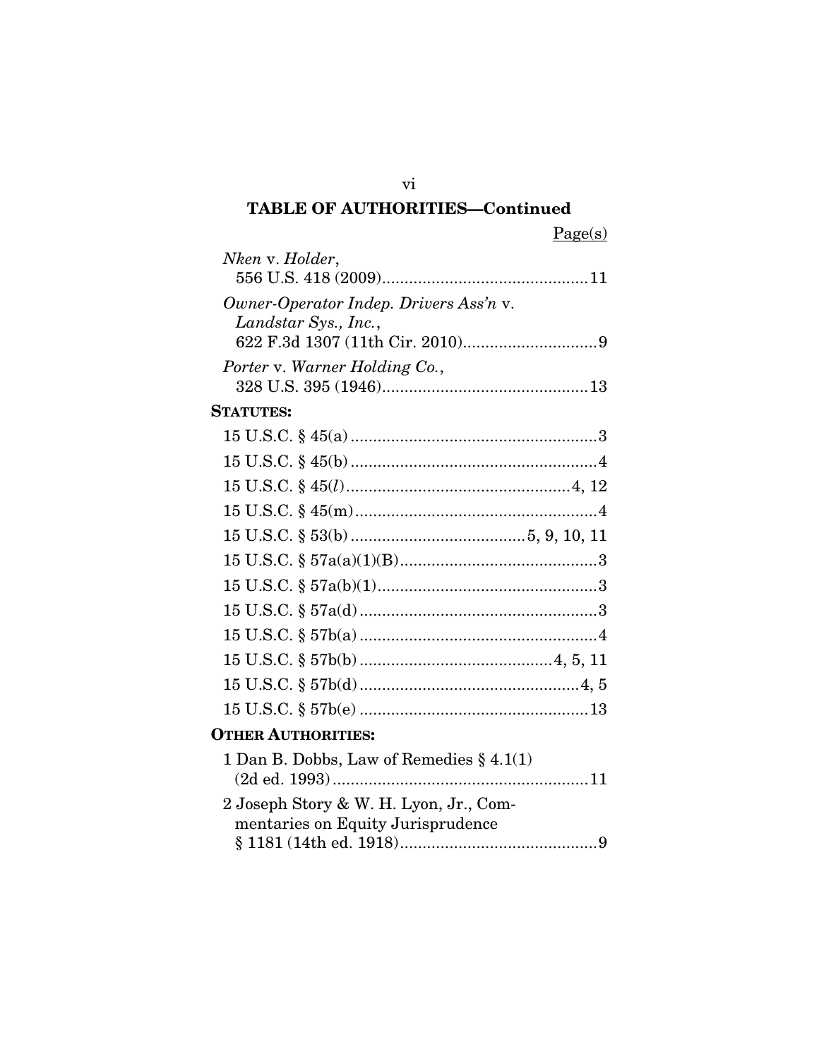## TABLE OF AUTHORITIES—Continued

Page(s)

*Nken* v. *Holder*,
556 U.S. 418 (2009)....................................................11

*Owner-Operator Indep. Drivers Ass'n* v. *Landstar Sys., Inc.*,
622 F.3d 1307 (11th Cir. 2010)..............................9

*Porter* v. *Warner Holding Co.*,
328 U.S. 395 (1946)....................................................13

**STATUTES:**

15 U.S.C. § 45(a)........................................................3

15 U.S.C. § 45(b)........................................................4

15 U.S.C. § 45(*l*)..................................................4, 12

15 U.S.C. § 45(m)........................................................4

15 U.S.C. § 53(b)..................................5, 9, 10, 11

15 U.S.C. § 57a(a)(1)(B)............................................3

15 U.S.C. § 57a(b)(1)..................................................3

15 U.S.C. § 57a(d)......................................................3

15 U.S.C. § 57b(a)......................................................4

15 U.S.C. § 57b(b)..........................................4, 5, 11

15 U.S.C. § 57b(d)..................................................4, 5

15 U.S.C. § 57b(e)....................................................13

**OTHER AUTHORITIES:**

1 Dan B. Dobbs, Law of Remedies § 4.1(1) (2d ed. 1993)..........................................................11

2 Joseph Story & W. H. Lyon, Jr., Commentaries on Equity Jurisprudence § 1181 (14th ed. 1918)............................................9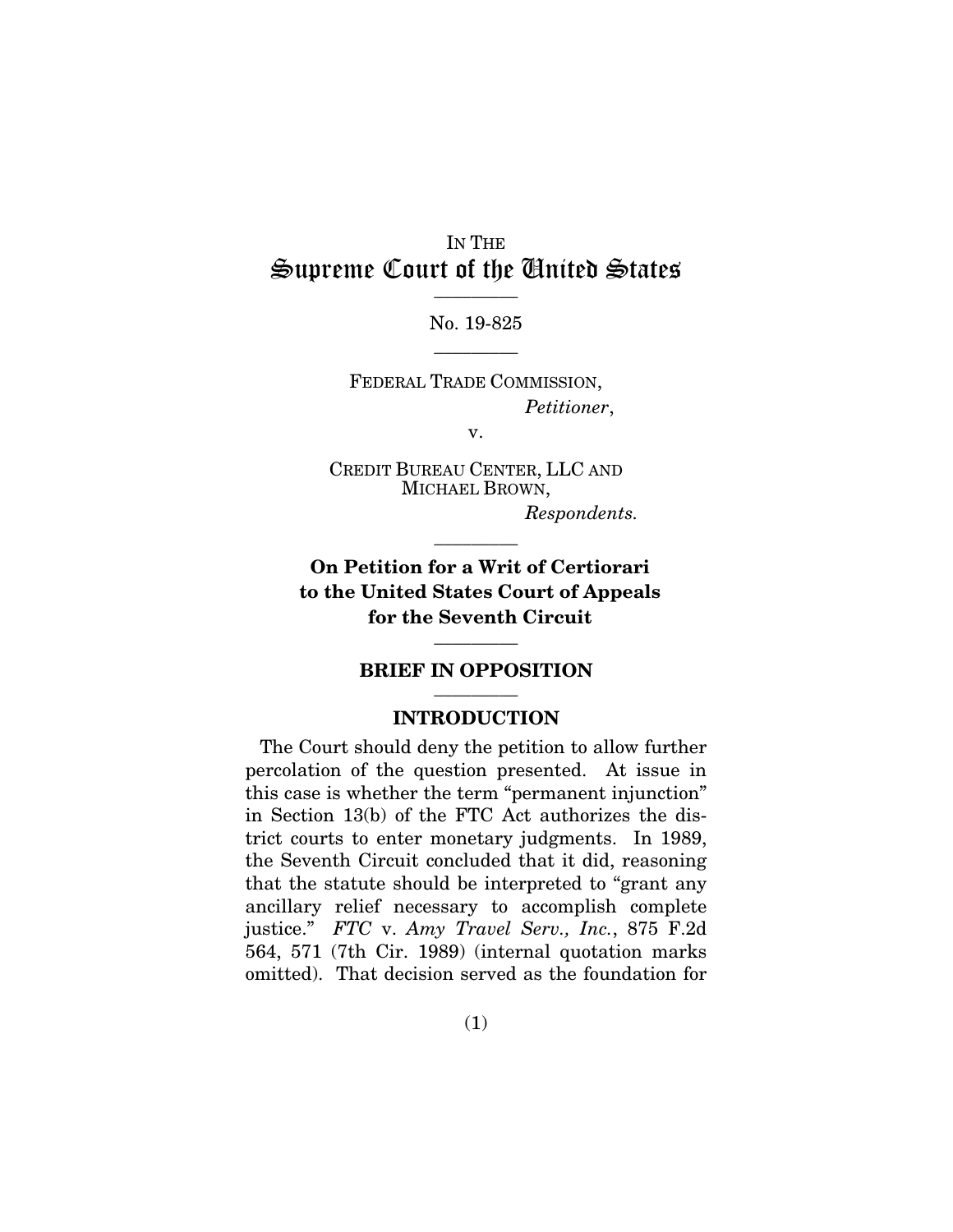IN THE

# Supreme Court of the United States

---

No. 19-825

---

FEDERAL TRADE COMMISSION,
*Petitioner*,

v.

CREDIT BUREAU CENTER, LLC AND MICHAEL BROWN,
*Respondents.*

---

**On Petition for a Writ of Certiorari to the United States Court of Appeals for the Seventh Circuit**

---

## BRIEF IN OPPOSITION

---

## INTRODUCTION

The Court should deny the petition to allow further percolation of the question presented. At issue in this case is whether the term "permanent injunction" in Section 13(b) of the FTC Act authorizes the district courts to enter monetary judgments. In 1989, the Seventh Circuit concluded that it did, reasoning that the statute should be interpreted to "grant any ancillary relief necessary to accomplish complete justice." *FTC* v. *Amy Travel Serv., Inc.*, 875 F.2d 564, 571 (7th Cir. 1989) (internal quotation marks omitted). That decision served as the foundation for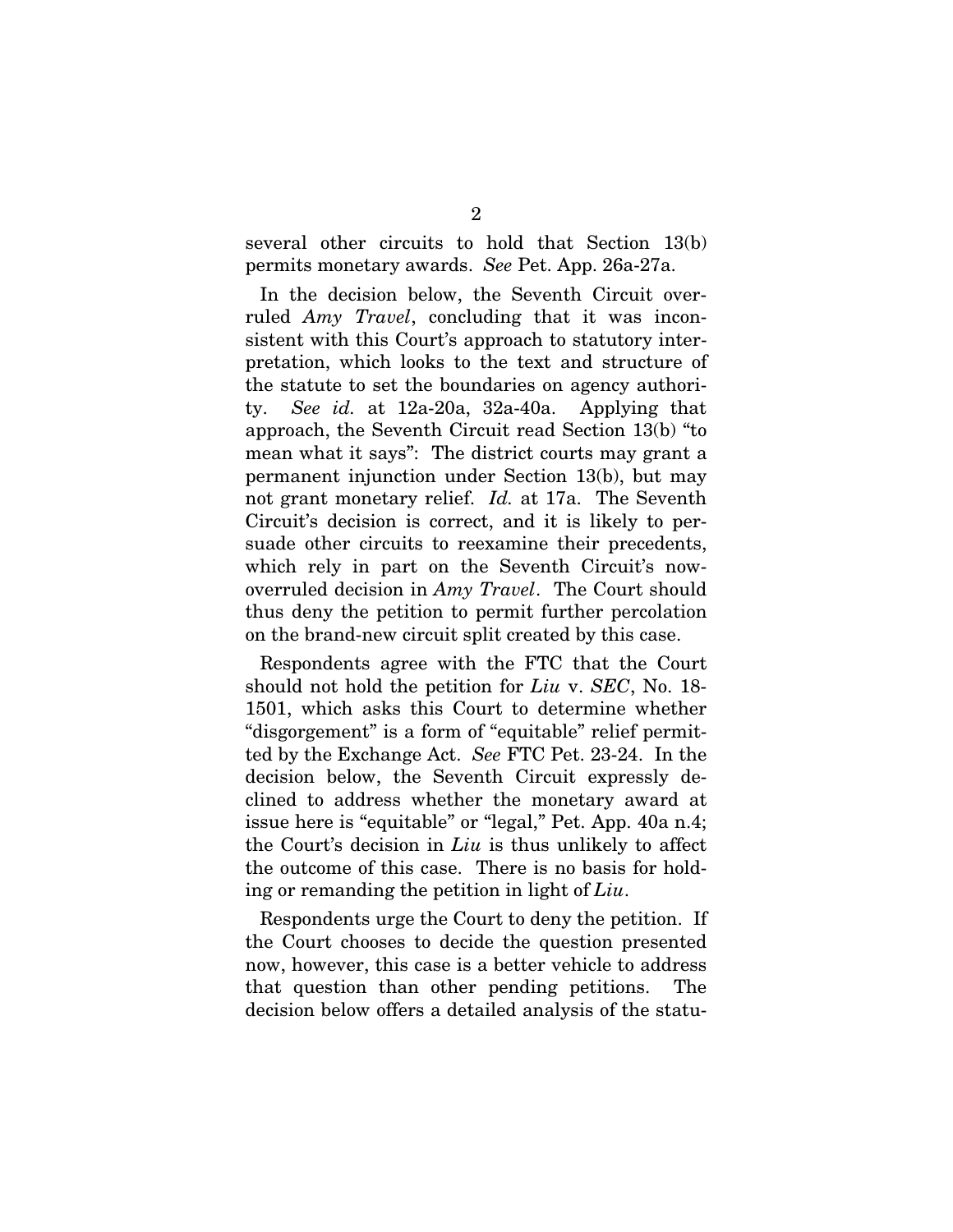several other circuits to hold that Section 13(b) permits monetary awards. *See* Pet. App. 26a-27a.

In the decision below, the Seventh Circuit overruled *Amy Travel*, concluding that it was inconsistent with this Court's approach to statutory interpretation, which looks to the text and structure of the statute to set the boundaries on agency authority. *See id.* at 12a-20a, 32a-40a. Applying that approach, the Seventh Circuit read Section 13(b) "to mean what it says": The district courts may grant a permanent injunction under Section 13(b), but may not grant monetary relief. *Id.* at 17a. The Seventh Circuit's decision is correct, and it is likely to persuade other circuits to reexamine their precedents, which rely in part on the Seventh Circuit's now-overruled decision in *Amy Travel*. The Court should thus deny the petition to permit further percolation on the brand-new circuit split created by this case.

Respondents agree with the FTC that the Court should not hold the petition for *Liu* v. *SEC*, No. 18-1501, which asks this Court to determine whether "disgorgement" is a form of "equitable" relief permitted by the Exchange Act. *See* FTC Pet. 23-24. In the decision below, the Seventh Circuit expressly declined to address whether the monetary award at issue here is "equitable" or "legal," Pet. App. 40a n.4; the Court's decision in *Liu* is thus unlikely to affect the outcome of this case. There is no basis for holding or remanding the petition in light of *Liu*.

Respondents urge the Court to deny the petition. If the Court chooses to decide the question presented now, however, this case is a better vehicle to address that question than other pending petitions. The decision below offers a detailed analysis of the statu-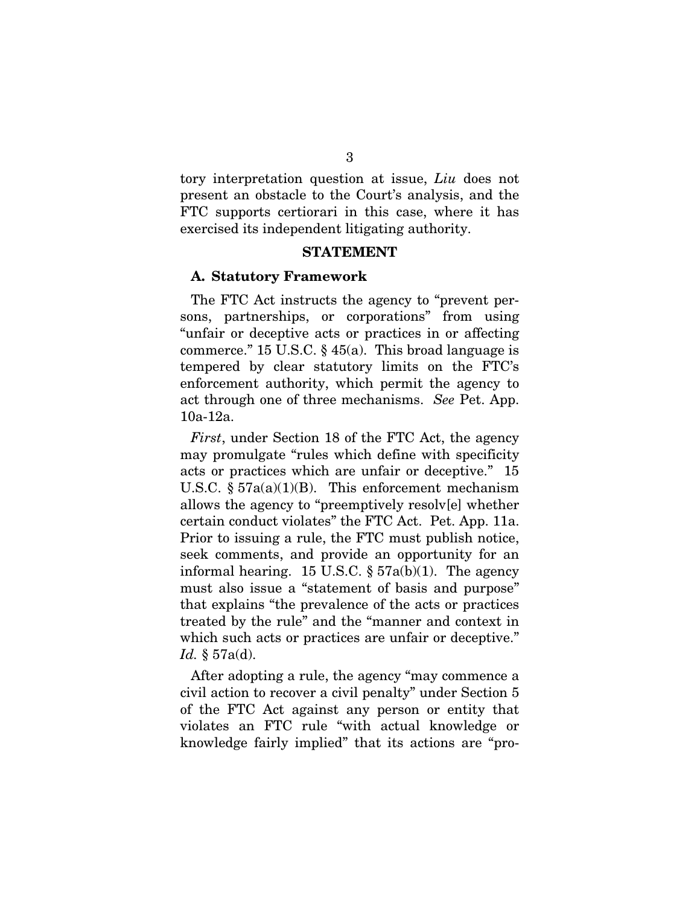tory interpretation question at issue, *Liu* does not present an obstacle to the Court's analysis, and the FTC supports certiorari in this case, where it has exercised its independent litigating authority.

## STATEMENT

### A. Statutory Framework

The FTC Act instructs the agency to "prevent persons, partnerships, or corporations" from using "unfair or deceptive acts or practices in or affecting commerce." 15 U.S.C. § 45(a). This broad language is tempered by clear statutory limits on the FTC's enforcement authority, which permit the agency to act through one of three mechanisms. *See* Pet. App. 10a-12a.

*First*, under Section 18 of the FTC Act, the agency may promulgate "rules which define with specificity acts or practices which are unfair or deceptive." 15 U.S.C. § 57a(a)(1)(B). This enforcement mechanism allows the agency to "preemptively resolv[e] whether certain conduct violates" the FTC Act. Pet. App. 11a. Prior to issuing a rule, the FTC must publish notice, seek comments, and provide an opportunity for an informal hearing. 15 U.S.C. § 57a(b)(1). The agency must also issue a "statement of basis and purpose" that explains "the prevalence of the acts or practices treated by the rule" and the "manner and context in which such acts or practices are unfair or deceptive." *Id.* § 57a(d).

After adopting a rule, the agency "may commence a civil action to recover a civil penalty" under Section 5 of the FTC Act against any person or entity that violates an FTC rule "with actual knowledge or knowledge fairly implied" that its actions are "pro-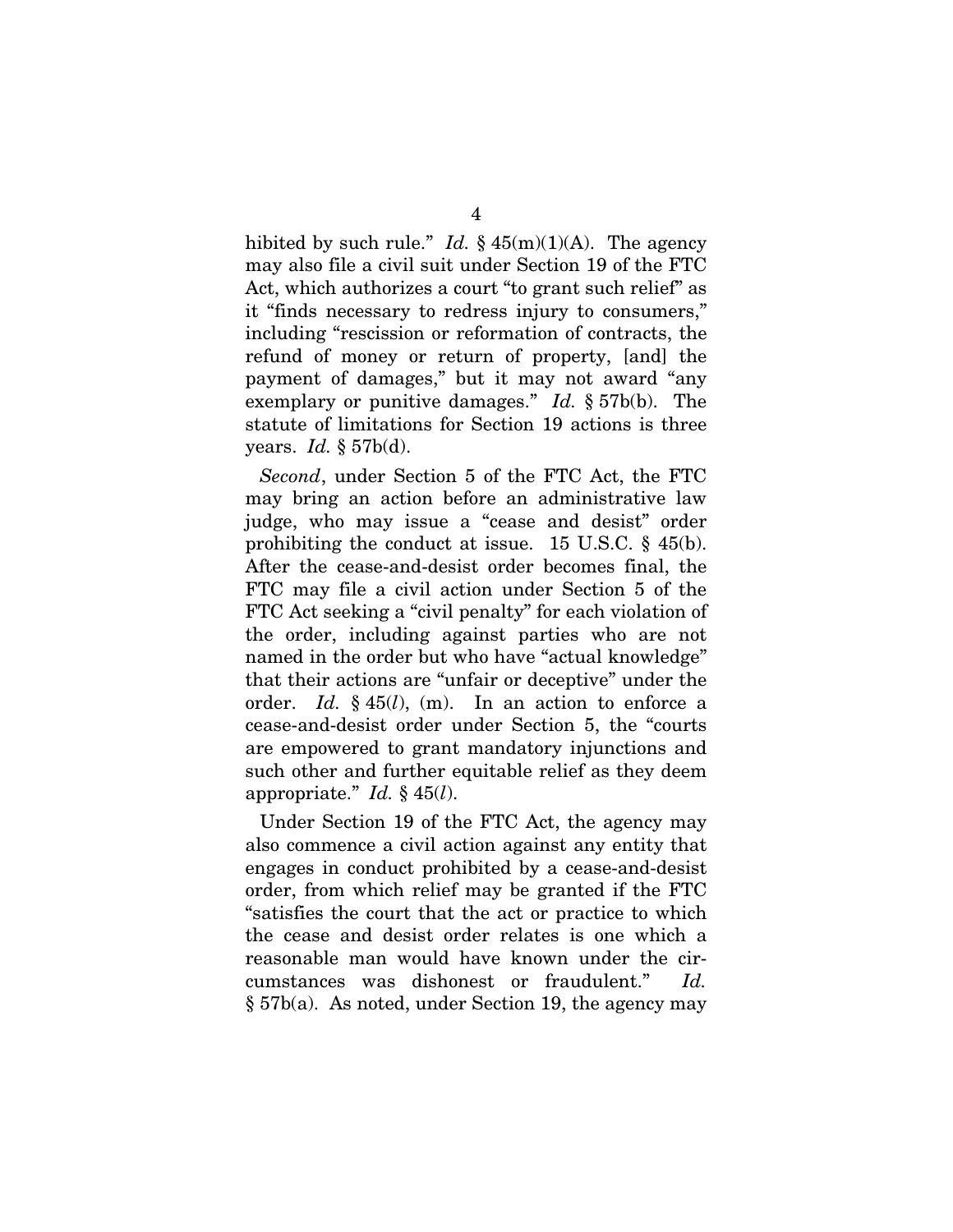hibited by such rule." *Id.* § 45(m)(1)(A). The agency may also file a civil suit under Section 19 of the FTC Act, which authorizes a court "to grant such relief" as it "finds necessary to redress injury to consumers," including "rescission or reformation of contracts, the refund of money or return of property, [and] the payment of damages," but it may not award "any exemplary or punitive damages." *Id.* § 57b(b). The statute of limitations for Section 19 actions is three years. *Id.* § 57b(d).

*Second*, under Section 5 of the FTC Act, the FTC may bring an action before an administrative law judge, who may issue a "cease and desist" order prohibiting the conduct at issue. 15 U.S.C. § 45(b). After the cease-and-desist order becomes final, the FTC may file a civil action under Section 5 of the FTC Act seeking a "civil penalty" for each violation of the order, including against parties who are not named in the order but who have "actual knowledge" that their actions are "unfair or deceptive" under the order. *Id.* § 45(*l*), (m). In an action to enforce a cease-and-desist order under Section 5, the "courts are empowered to grant mandatory injunctions and such other and further equitable relief as they deem appropriate." *Id.* § 45(*l*).

Under Section 19 of the FTC Act, the agency may also commence a civil action against any entity that engages in conduct prohibited by a cease-and-desist order, from which relief may be granted if the FTC "satisfies the court that the act or practice to which the cease and desist order relates is one which a reasonable man would have known under the circumstances was dishonest or fraudulent." *Id.* § 57b(a). As noted, under Section 19, the agency may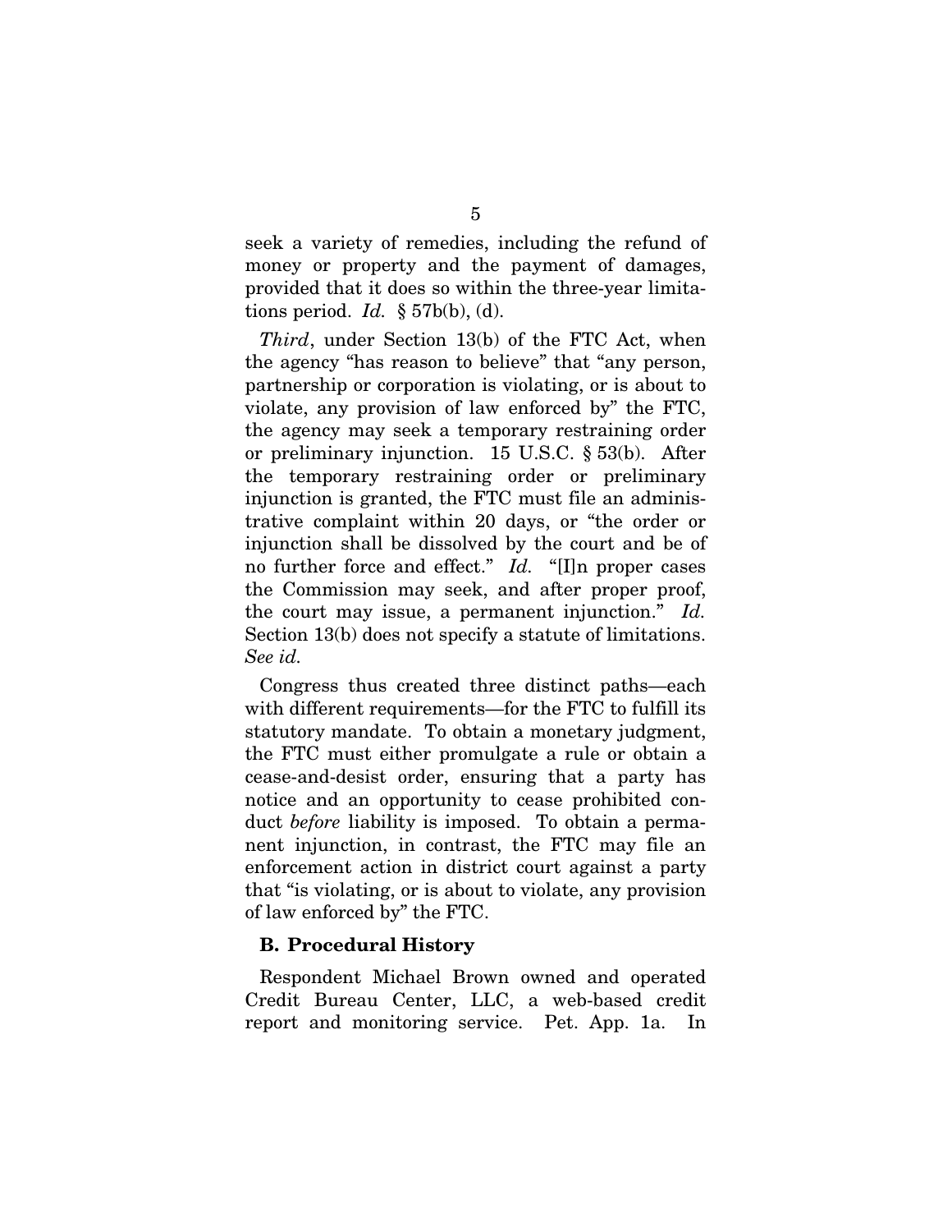seek a variety of remedies, including the refund of money or property and the payment of damages, provided that it does so within the three-year limitations period. *Id.* § 57b(b), (d).

*Third*, under Section 13(b) of the FTC Act, when the agency "has reason to believe" that "any person, partnership or corporation is violating, or is about to violate, any provision of law enforced by" the FTC, the agency may seek a temporary restraining order or preliminary injunction. 15 U.S.C. § 53(b). After the temporary restraining order or preliminary injunction is granted, the FTC must file an administrative complaint within 20 days, or "the order or injunction shall be dissolved by the court and be of no further force and effect." *Id.* "[I]n proper cases the Commission may seek, and after proper proof, the court may issue, a permanent injunction." *Id.* Section 13(b) does not specify a statute of limitations. *See id.*

Congress thus created three distinct paths—each with different requirements—for the FTC to fulfill its statutory mandate. To obtain a monetary judgment, the FTC must either promulgate a rule or obtain a cease-and-desist order, ensuring that a party has notice and an opportunity to cease prohibited conduct *before* liability is imposed. To obtain a permanent injunction, in contrast, the FTC may file an enforcement action in district court against a party that "is violating, or is about to violate, any provision of law enforced by" the FTC.

### B. Procedural History

Respondent Michael Brown owned and operated Credit Bureau Center, LLC, a web-based credit report and monitoring service. Pet. App. 1a. In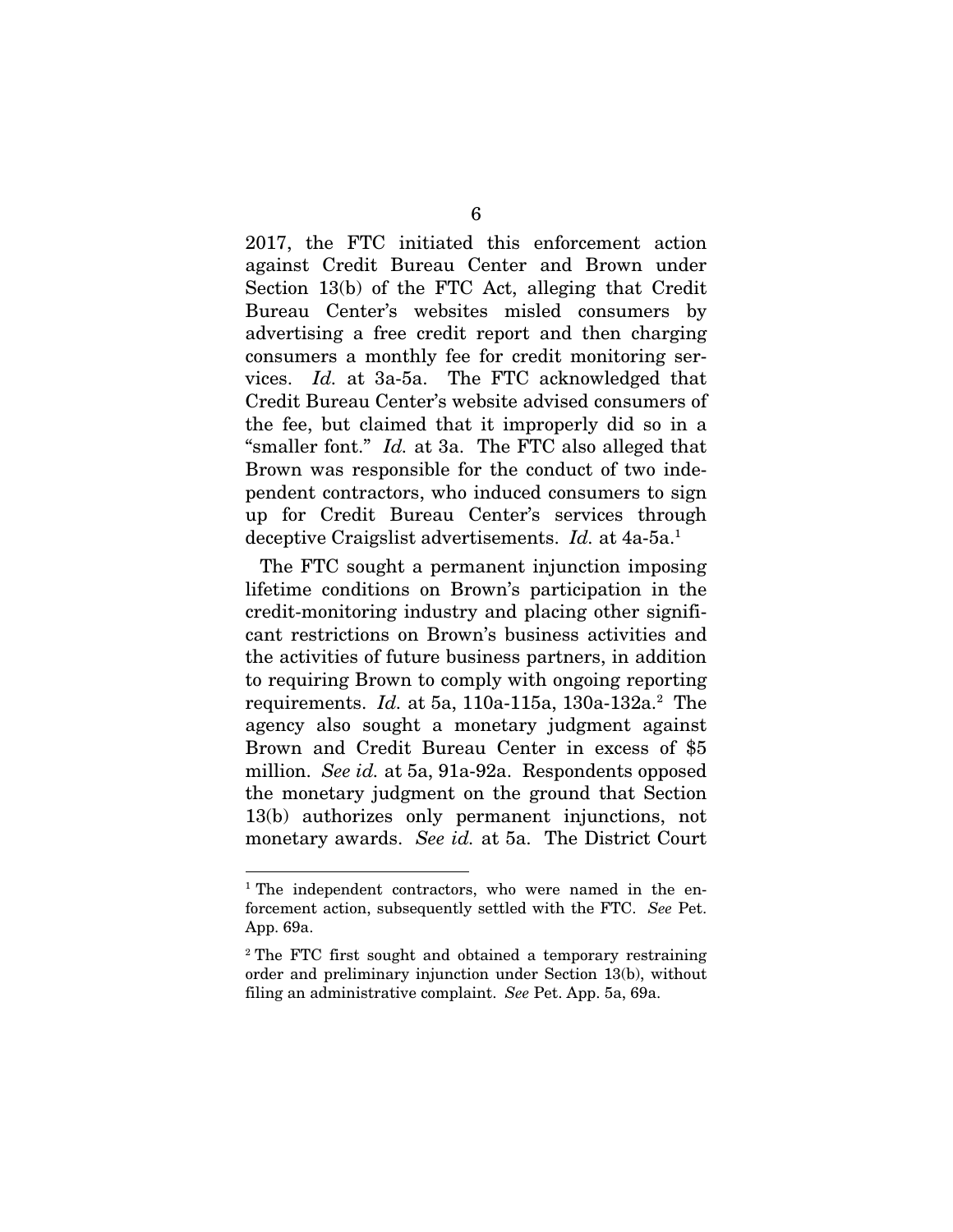2017, the FTC initiated this enforcement action against Credit Bureau Center and Brown under Section 13(b) of the FTC Act, alleging that Credit Bureau Center's websites misled consumers by advertising a free credit report and then charging consumers a monthly fee for credit monitoring services. *Id.* at 3a-5a. The FTC acknowledged that Credit Bureau Center's website advised consumers of the fee, but claimed that it improperly did so in a "smaller font." *Id.* at 3a. The FTC also alleged that Brown was responsible for the conduct of two independent contractors, who induced consumers to sign up for Credit Bureau Center's services through deceptive Craigslist advertisements. *Id.* at 4a-5a.[1]

The FTC sought a permanent injunction imposing lifetime conditions on Brown's participation in the credit-monitoring industry and placing other significant restrictions on Brown's business activities and the activities of future business partners, in addition to requiring Brown to comply with ongoing reporting requirements. *Id.* at 5a, 110a-115a, 130a-132a.[2] The agency also sought a monetary judgment against Brown and Credit Bureau Center in excess of $5 million. *See id.* at 5a, 91a-92a. Respondents opposed the monetary judgment on the ground that Section 13(b) authorizes only permanent injunctions, not monetary awards. *See id.* at 5a. The District Court

---

[1] The independent contractors, who were named in the enforcement action, subsequently settled with the FTC. *See* Pet. App. 69a.

[2] The FTC first sought and obtained a temporary restraining order and preliminary injunction under Section 13(b), without filing an administrative complaint. *See* Pet. App. 5a, 69a.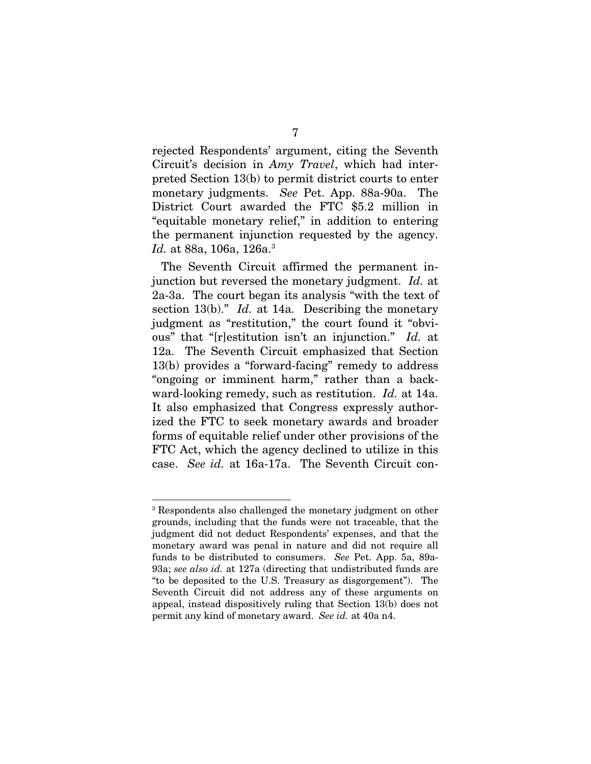rejected Respondents' argument, citing the Seventh Circuit's decision in *Amy Travel*, which had interpreted Section 13(b) to permit district courts to enter monetary judgments. *See* Pet. App. 88a-90a. The District Court awarded the FTC $5.2 million in "equitable monetary relief," in addition to entering the permanent injunction requested by the agency. *Id.* at 88a, 106a, 126a.[3]

The Seventh Circuit affirmed the permanent injunction but reversed the monetary judgment. *Id.* at 2a-3a. The court began its analysis "with the text of section 13(b)." *Id.* at 14a. Describing the monetary judgment as "restitution," the court found it "obvious" that "[r]estitution isn't an injunction." *Id.* at 12a. The Seventh Circuit emphasized that Section 13(b) provides a "forward-facing" remedy to address "ongoing or imminent harm," rather than a backward-looking remedy, such as restitution. *Id.* at 14a. It also emphasized that Congress expressly authorized the FTC to seek monetary awards and broader forms of equitable relief under other provisions of the FTC Act, which the agency declined to utilize in this case. *See id.* at 16a-17a. The Seventh Circuit con-

[3] Respondents also challenged the monetary judgment on other grounds, including that the funds were not traceable, that the judgment did not deduct Respondents' expenses, and that the monetary award was penal in nature and did not require all funds to be distributed to consumers. *See* Pet. App. 5a, 89a-93a; *see also id.* at 127a (directing that undistributed funds are "to be deposited to the U.S. Treasury as disgorgement"). The Seventh Circuit did not address any of these arguments on appeal, instead dispositively ruling that Section 13(b) does not permit any kind of monetary award. *See id.* at 40a n4.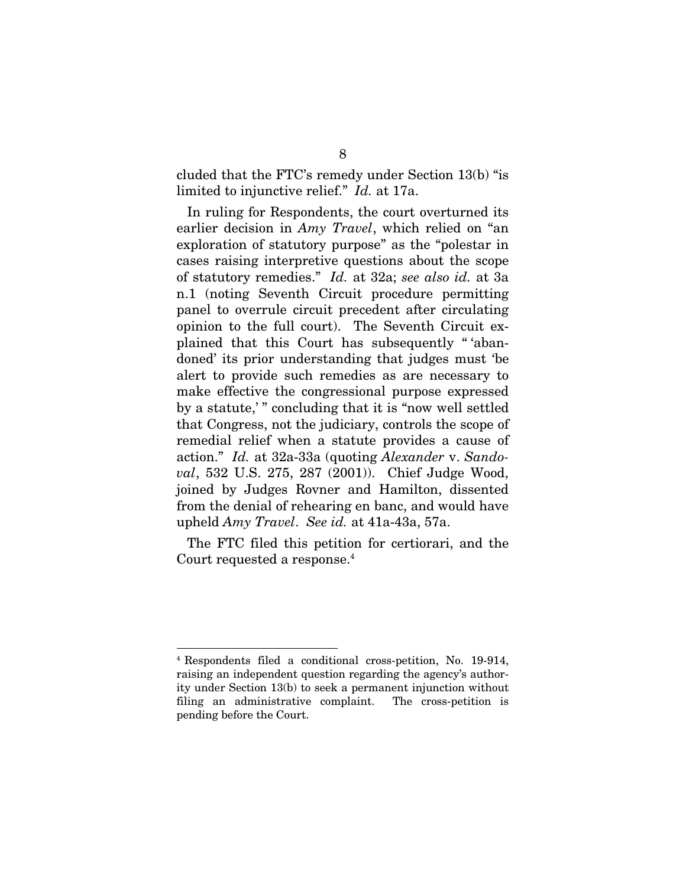cluded that the FTC's remedy under Section 13(b) "is limited to injunctive relief." *Id.* at 17a.

In ruling for Respondents, the court overturned its earlier decision in *Amy Travel*, which relied on "an exploration of statutory purpose" as the "polestar in cases raising interpretive questions about the scope of statutory remedies." *Id.* at 32a; *see also id.* at 3a n.1 (noting Seventh Circuit procedure permitting panel to overrule circuit precedent after circulating opinion to the full court). The Seventh Circuit explained that this Court has subsequently " 'abandoned' its prior understanding that judges must 'be alert to provide such remedies as are necessary to make effective the congressional purpose expressed by a statute,' " concluding that it is "now well settled that Congress, not the judiciary, controls the scope of remedial relief when a statute provides a cause of action." *Id.* at 32a-33a (quoting *Alexander* v. *Sandoval*, 532 U.S. 275, 287 (2001)). Chief Judge Wood, joined by Judges Rovner and Hamilton, dissented from the denial of rehearing en banc, and would have upheld *Amy Travel*. *See id.* at 41a-43a, 57a.

The FTC filed this petition for certiorari, and the Court requested a response.[4]

---

[4] Respondents filed a conditional cross-petition, No. 19-914, raising an independent question regarding the agency's authority under Section 13(b) to seek a permanent injunction without filing an administrative complaint. The cross-petition is pending before the Court.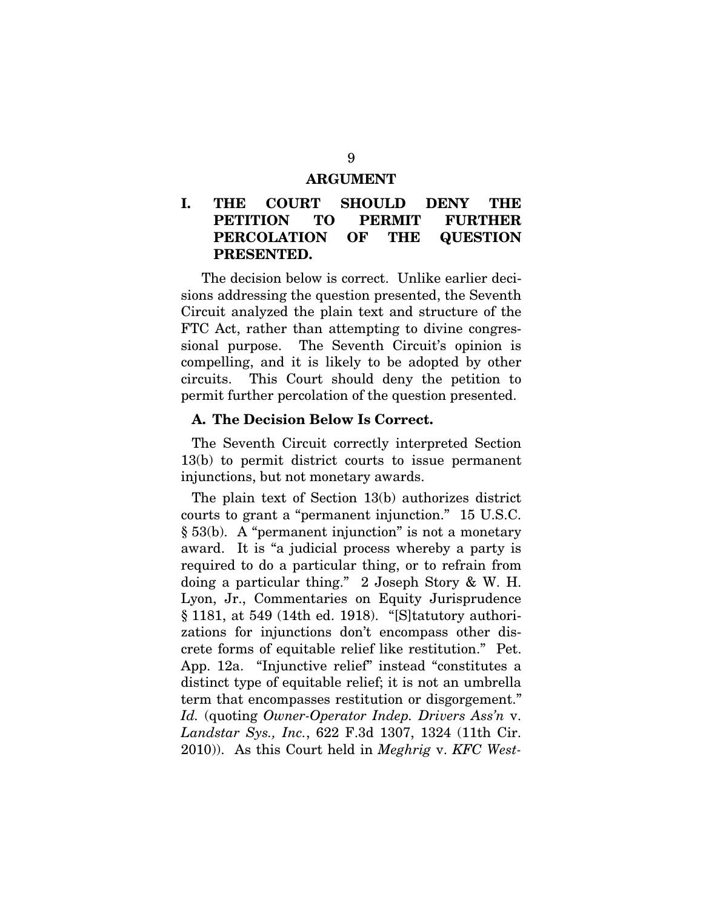# ARGUMENT

## I. THE COURT SHOULD DENY THE PETITION TO PERMIT FURTHER PERCOLATION OF THE QUESTION PRESENTED.

The decision below is correct. Unlike earlier decisions addressing the question presented, the Seventh Circuit analyzed the plain text and structure of the FTC Act, rather than attempting to divine congressional purpose. The Seventh Circuit's opinion is compelling, and it is likely to be adopted by other circuits. This Court should deny the petition to permit further percolation of the question presented.

### A. The Decision Below Is Correct.

The Seventh Circuit correctly interpreted Section 13(b) to permit district courts to issue permanent injunctions, but not monetary awards.

The plain text of Section 13(b) authorizes district courts to grant a "permanent injunction." 15 U.S.C. § 53(b). A "permanent injunction" is not a monetary award. It is "a judicial process whereby a party is required to do a particular thing, or to refrain from doing a particular thing." 2 Joseph Story & W. H. Lyon, Jr., Commentaries on Equity Jurisprudence § 1181, at 549 (14th ed. 1918). "[S]tatutory authorizations for injunctions don't encompass other discrete forms of equitable relief like restitution." Pet. App. 12a. "Injunctive relief" instead "constitutes a distinct type of equitable relief; it is not an umbrella term that encompasses restitution or disgorgement." *Id.* (quoting *Owner-Operator Indep. Drivers Ass'n* v. *Landstar Sys., Inc.*, 622 F.3d 1307, 1324 (11th Cir. 2010)). As this Court held in *Meghrig* v. *KFC West-*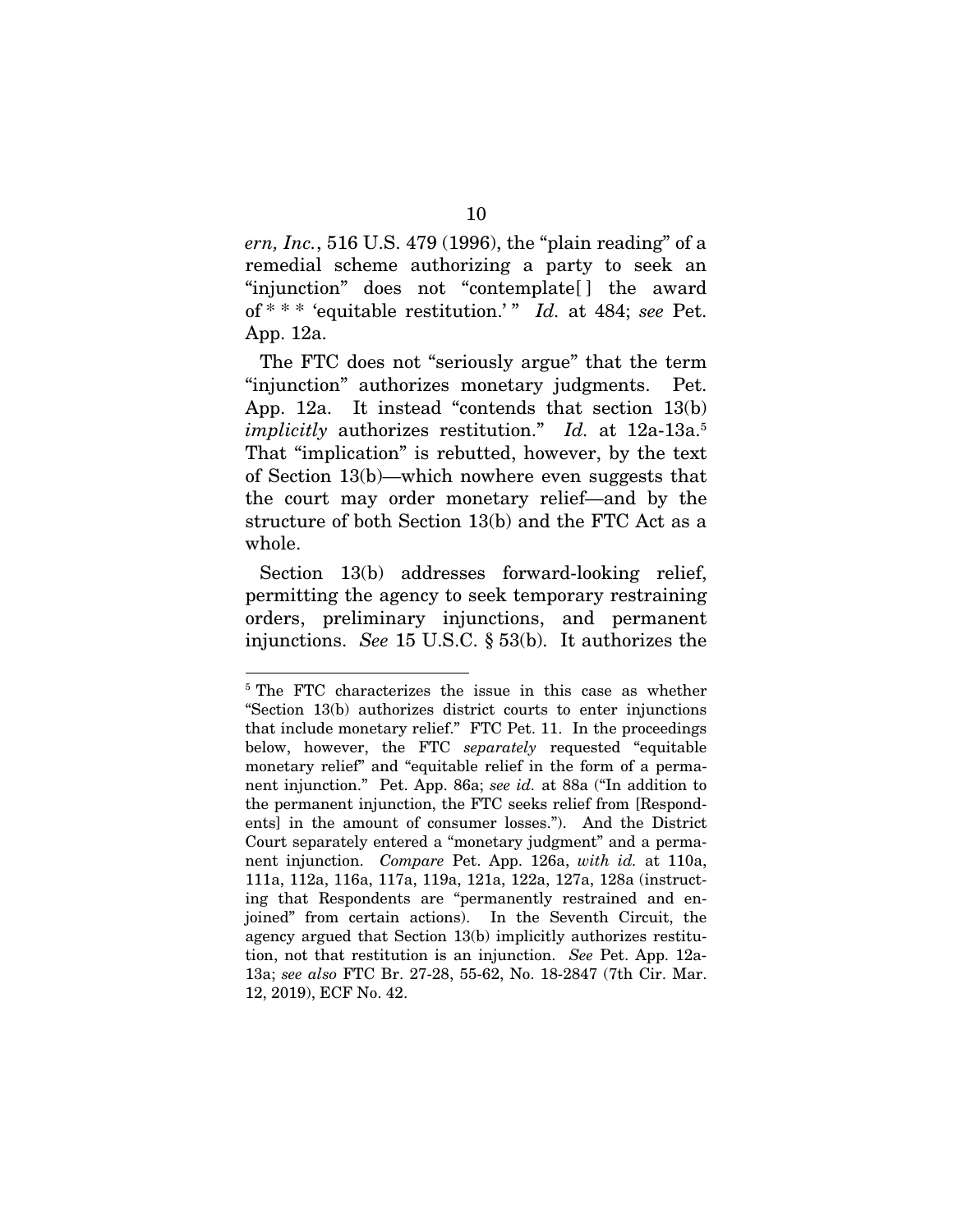*ern, Inc.*, 516 U.S. 479 (1996), the "plain reading" of a remedial scheme authorizing a party to seek an "injunction" does not "contemplate[ ] the award of * * * 'equitable restitution.' " *Id.* at 484; *see* Pet. App. 12a.

The FTC does not "seriously argue" that the term "injunction" authorizes monetary judgments. Pet. App. 12a. It instead "contends that section 13(b) *implicitly* authorizes restitution." *Id.* at 12a-13a.[5] That "implication" is rebutted, however, by the text of Section 13(b)—which nowhere even suggests that the court may order monetary relief—and by the structure of both Section 13(b) and the FTC Act as a whole.

Section 13(b) addresses forward-looking relief, permitting the agency to seek temporary restraining orders, preliminary injunctions, and permanent injunctions. *See* 15 U.S.C. § 53(b). It authorizes the

---

[5] The FTC characterizes the issue in this case as whether "Section 13(b) authorizes district courts to enter injunctions that include monetary relief." FTC Pet. 11. In the proceedings below, however, the FTC *separately* requested "equitable monetary relief" and "equitable relief in the form of a permanent injunction." Pet. App. 86a; *see id.* at 88a ("In addition to the permanent injunction, the FTC seeks relief from [Respondents] in the amount of consumer losses."). And the District Court separately entered a "monetary judgment" and a permanent injunction. *Compare* Pet. App. 126a, *with id.* at 110a, 111a, 112a, 116a, 117a, 119a, 121a, 122a, 127a, 128a (instructing that Respondents are "permanently restrained and enjoined" from certain actions). In the Seventh Circuit, the agency argued that Section 13(b) implicitly authorizes restitution, not that restitution is an injunction. *See* Pet. App. 12a-13a; *see also* FTC Br. 27-28, 55-62, No. 18-2847 (7th Cir. Mar. 12, 2019), ECF No. 42.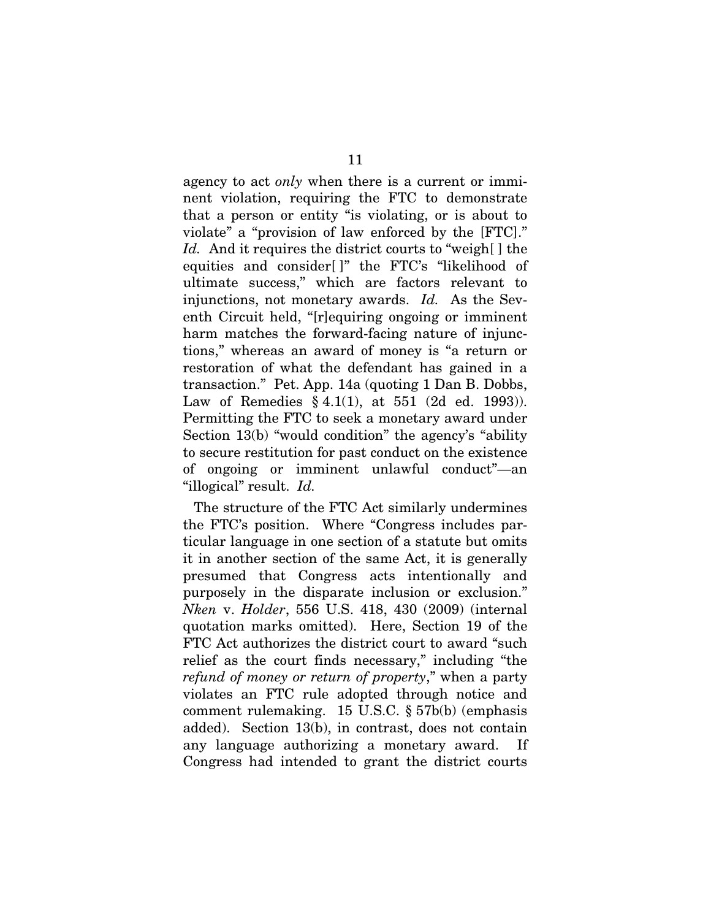agency to act *only* when there is a current or imminent violation, requiring the FTC to demonstrate that a person or entity "is violating, or is about to violate" a "provision of law enforced by the [FTC]." *Id.* And it requires the district courts to "weigh[ ] the equities and consider[ ]" the FTC's "likelihood of ultimate success," which are factors relevant to injunctions, not monetary awards. *Id.* As the Seventh Circuit held, "[r]equiring ongoing or imminent harm matches the forward-facing nature of injunctions," whereas an award of money is "a return or restoration of what the defendant has gained in a transaction." Pet. App. 14a (quoting 1 Dan B. Dobbs, Law of Remedies § 4.1(1), at 551 (2d ed. 1993)). Permitting the FTC to seek a monetary award under Section 13(b) "would condition" the agency's "ability to secure restitution for past conduct on the existence of ongoing or imminent unlawful conduct"—an "illogical" result. *Id.*

The structure of the FTC Act similarly undermines the FTC's position. Where "Congress includes particular language in one section of a statute but omits it in another section of the same Act, it is generally presumed that Congress acts intentionally and purposely in the disparate inclusion or exclusion." *Nken* v. *Holder*, 556 U.S. 418, 430 (2009) (internal quotation marks omitted). Here, Section 19 of the FTC Act authorizes the district court to award "such relief as the court finds necessary," including "the *refund of money or return of property*," when a party violates an FTC rule adopted through notice and comment rulemaking. 15 U.S.C. § 57b(b) (emphasis added). Section 13(b), in contrast, does not contain any language authorizing a monetary award. If Congress had intended to grant the district courts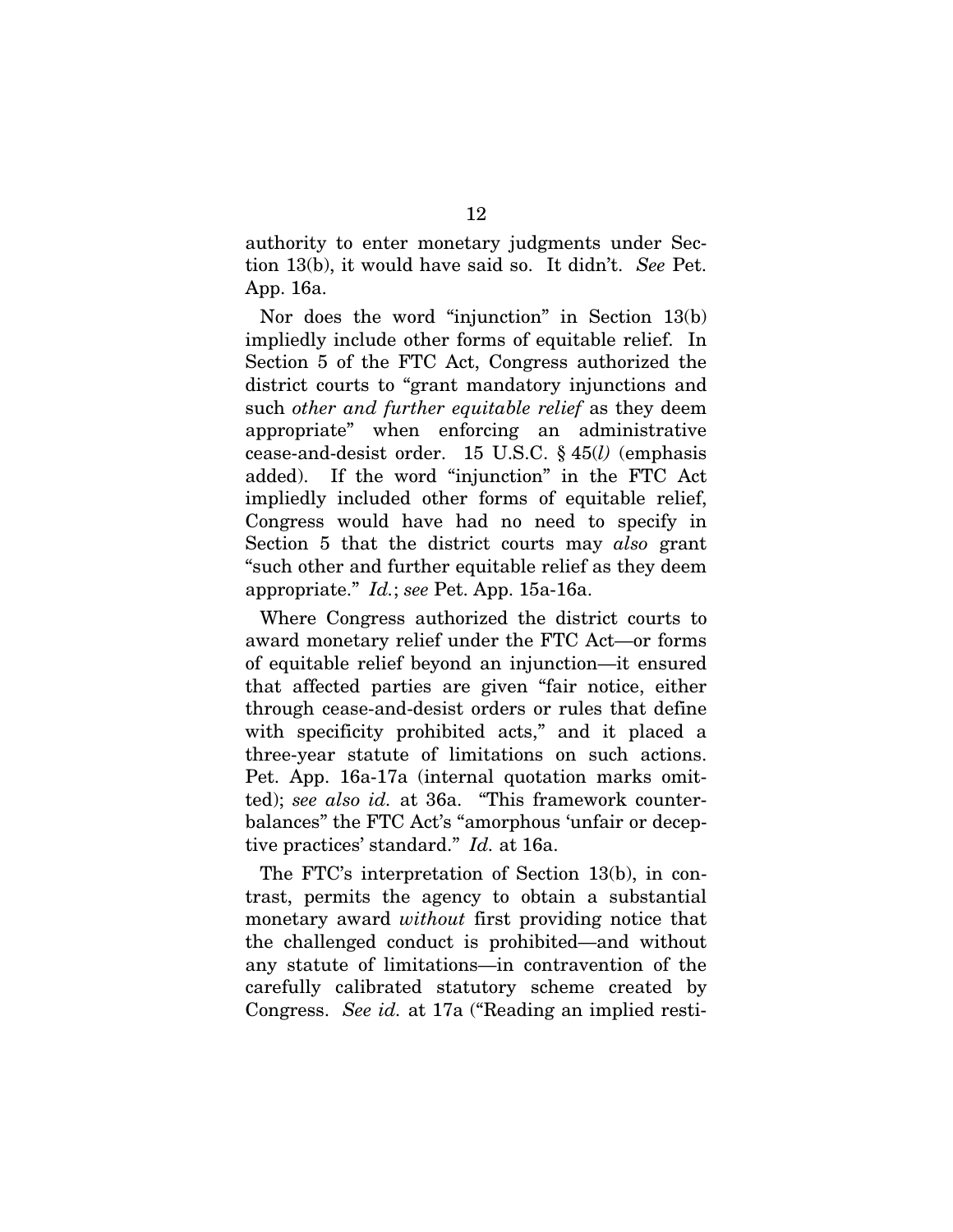authority to enter monetary judgments under Section 13(b), it would have said so. It didn't. *See* Pet. App. 16a.

Nor does the word "injunction" in Section 13(b) impliedly include other forms of equitable relief. In Section 5 of the FTC Act, Congress authorized the district courts to "grant mandatory injunctions and such *other and further equitable relief* as they deem appropriate" when enforcing an administrative cease-and-desist order. 15 U.S.C. § 45(*l*) (emphasis added). If the word "injunction" in the FTC Act impliedly included other forms of equitable relief, Congress would have had no need to specify in Section 5 that the district courts may *also* grant "such other and further equitable relief as they deem appropriate." *Id.*; *see* Pet. App. 15a-16a.

Where Congress authorized the district courts to award monetary relief under the FTC Act—or forms of equitable relief beyond an injunction—it ensured that affected parties are given "fair notice, either through cease-and-desist orders or rules that define with specificity prohibited acts," and it placed a three-year statute of limitations on such actions. Pet. App. 16a-17a (internal quotation marks omitted); *see also id.* at 36a. "This framework counterbalances" the FTC Act's "amorphous 'unfair or deceptive practices' standard." *Id.* at 16a.

The FTC's interpretation of Section 13(b), in contrast, permits the agency to obtain a substantial monetary award *without* first providing notice that the challenged conduct is prohibited—and without any statute of limitations—in contravention of the carefully calibrated statutory scheme created by Congress. *See id.* at 17a ("Reading an implied resti-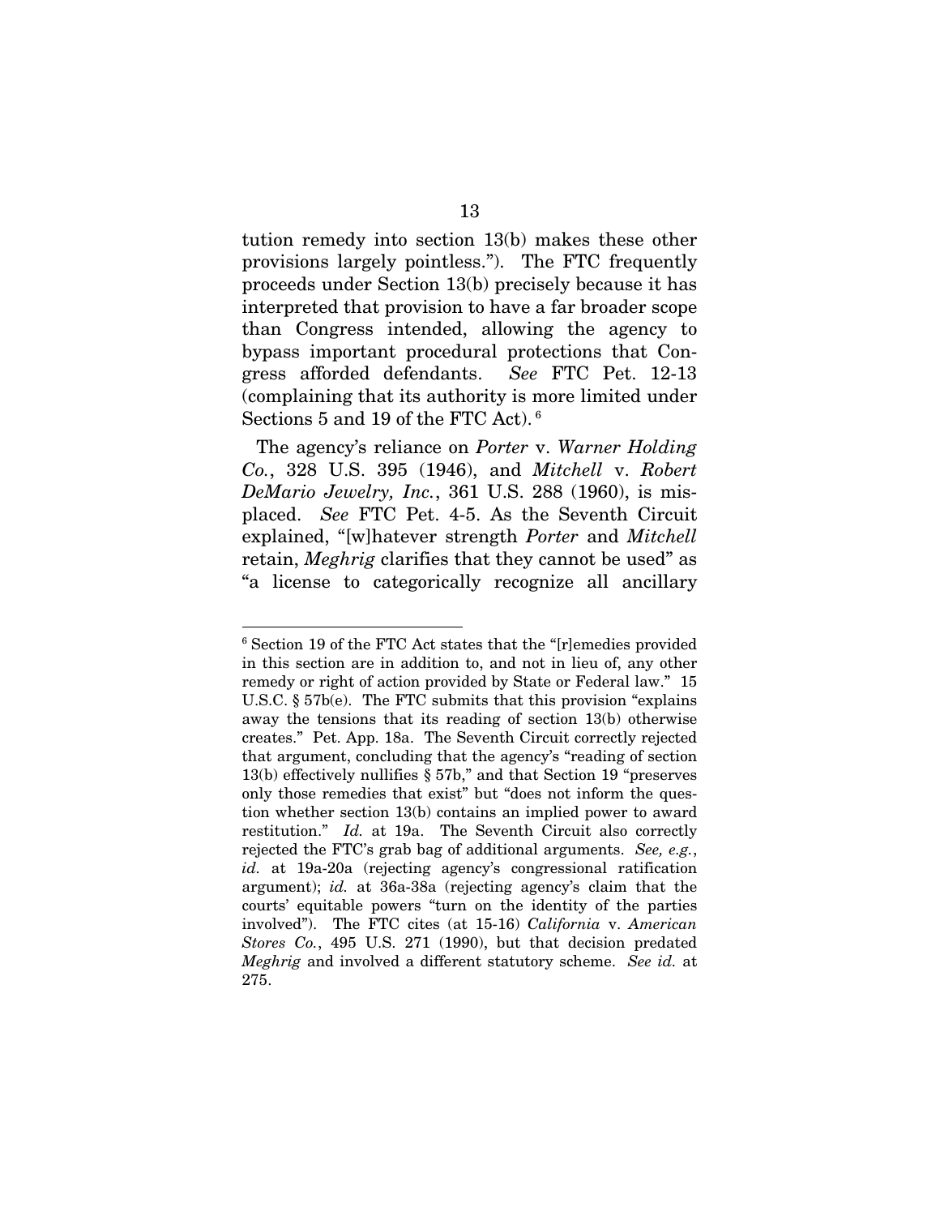tution remedy into section 13(b) makes these other provisions largely pointless."). The FTC frequently proceeds under Section 13(b) precisely because it has interpreted that provision to have a far broader scope than Congress intended, allowing the agency to bypass important procedural protections that Congress afforded defendants. *See* FTC Pet. 12-13 (complaining that its authority is more limited under Sections 5 and 19 of the FTC Act).[6]

The agency's reliance on *Porter* v. *Warner Holding Co.*, 328 U.S. 395 (1946), and *Mitchell* v. *Robert DeMario Jewelry, Inc.*, 361 U.S. 288 (1960), is misplaced. *See* FTC Pet. 4-5. As the Seventh Circuit explained, "[w]hatever strength *Porter* and *Mitchell* retain, *Meghrig* clarifies that they cannot be used" as "a license to categorically recognize all ancillary

---

[6] Section 19 of the FTC Act states that the "[r]emedies provided in this section are in addition to, and not in lieu of, any other remedy or right of action provided by State or Federal law." 15 U.S.C. § 57b(e). The FTC submits that this provision "explains away the tensions that its reading of section 13(b) otherwise creates." Pet. App. 18a. The Seventh Circuit correctly rejected that argument, concluding that the agency's "reading of section 13(b) effectively nullifies § 57b," and that Section 19 "preserves only those remedies that exist" but "does not inform the question whether section 13(b) contains an implied power to award restitution." *Id.* at 19a. The Seventh Circuit also correctly rejected the FTC's grab bag of additional arguments. *See, e.g.*, *id.* at 19a-20a (rejecting agency's congressional ratification argument); *id.* at 36a-38a (rejecting agency's claim that the courts' equitable powers "turn on the identity of the parties involved"). The FTC cites (at 15-16) *California* v. *American Stores Co.*, 495 U.S. 271 (1990), but that decision predated *Meghrig* and involved a different statutory scheme. *See id.* at 275.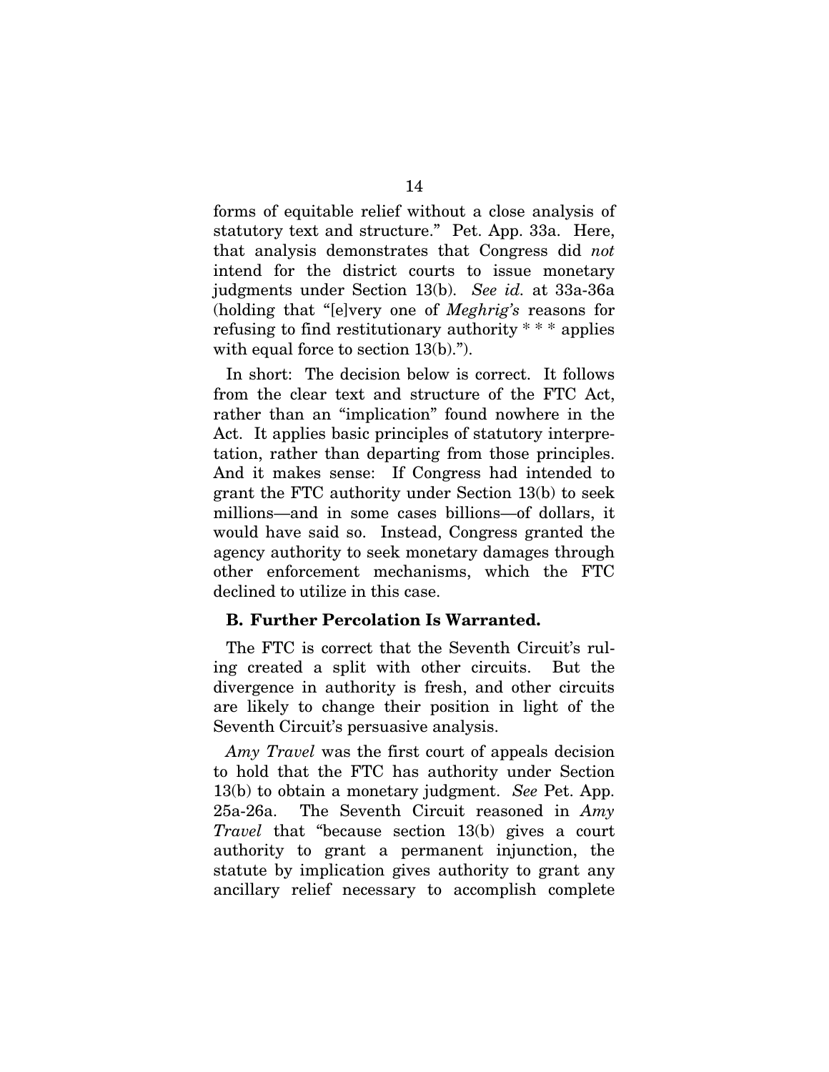forms of equitable relief without a close analysis of statutory text and structure." Pet. App. 33a. Here, that analysis demonstrates that Congress did *not* intend for the district courts to issue monetary judgments under Section 13(b). *See id.* at 33a-36a (holding that "[e]very one of *Meghrig's* reasons for refusing to find restitutionary authority * * * applies with equal force to section 13(b).").

In short: The decision below is correct. It follows from the clear text and structure of the FTC Act, rather than an "implication" found nowhere in the Act. It applies basic principles of statutory interpretation, rather than departing from those principles. And it makes sense: If Congress had intended to grant the FTC authority under Section 13(b) to seek millions—and in some cases billions—of dollars, it would have said so. Instead, Congress granted the agency authority to seek monetary damages through other enforcement mechanisms, which the FTC declined to utilize in this case.

### B. Further Percolation Is Warranted.

The FTC is correct that the Seventh Circuit's ruling created a split with other circuits. But the divergence in authority is fresh, and other circuits are likely to change their position in light of the Seventh Circuit's persuasive analysis.

*Amy Travel* was the first court of appeals decision to hold that the FTC has authority under Section 13(b) to obtain a monetary judgment. *See* Pet. App. 25a-26a. The Seventh Circuit reasoned in *Amy Travel* that "because section 13(b) gives a court authority to grant a permanent injunction, the statute by implication gives authority to grant any ancillary relief necessary to accomplish complete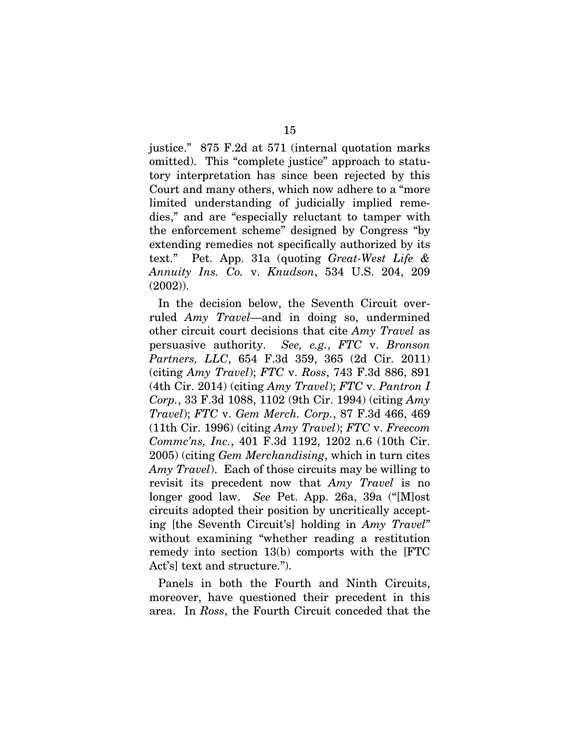justice." 875 F.2d at 571 (internal quotation marks omitted). This "complete justice" approach to statutory interpretation has since been rejected by this Court and many others, which now adhere to a "more limited understanding of judicially implied remedies," and are "especially reluctant to tamper with the enforcement scheme" designed by Congress "by extending remedies not specifically authorized by its text." Pet. App. 31a (quoting *Great-West Life & Annuity Ins. Co.* v. *Knudson*, 534 U.S. 204, 209 (2002)).

In the decision below, the Seventh Circuit overruled *Amy Travel*—and in doing so, undermined other circuit court decisions that cite *Amy Travel* as persuasive authority. *See, e.g.*, *FTC* v. *Bronson Partners, LLC*, 654 F.3d 359, 365 (2d Cir. 2011) (citing *Amy Travel*); *FTC* v. *Ross*, 743 F.3d 886, 891 (4th Cir. 2014) (citing *Amy Travel*); *FTC* v. *Pantron I Corp.*, 33 F.3d 1088, 1102 (9th Cir. 1994) (citing *Amy Travel*); *FTC* v. *Gem Merch. Corp.*, 87 F.3d 466, 469 (11th Cir. 1996) (citing *Amy Travel*); *FTC* v. *Freecom Commc'ns, Inc.*, 401 F.3d 1192, 1202 n.6 (10th Cir. 2005) (citing *Gem Merchandising*, which in turn cites *Amy Travel*). Each of those circuits may be willing to revisit its precedent now that *Amy Travel* is no longer good law. *See* Pet. App. 26a, 39a ("[M]ost circuits adopted their position by uncritically accepting [the Seventh Circuit's] holding in *Amy Travel*" without examining "whether reading a restitution remedy into section 13(b) comports with the [FTC Act's] text and structure.").

Panels in both the Fourth and Ninth Circuits, moreover, have questioned their precedent in this area. In *Ross*, the Fourth Circuit conceded that the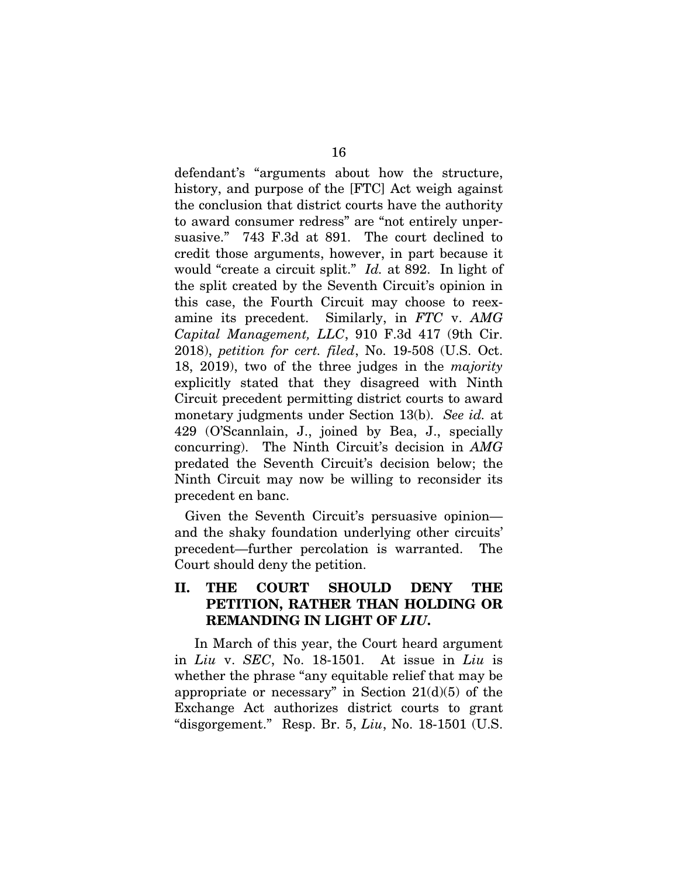defendant's "arguments about how the structure, history, and purpose of the [FTC] Act weigh against the conclusion that district courts have the authority to award consumer redress" are "not entirely unpersuasive." 743 F.3d at 891. The court declined to credit those arguments, however, in part because it would "create a circuit split." *Id.* at 892. In light of the split created by the Seventh Circuit's opinion in this case, the Fourth Circuit may choose to reexamine its precedent. Similarly, in *FTC* v. *AMG Capital Management, LLC*, 910 F.3d 417 (9th Cir. 2018), *petition for cert. filed*, No. 19-508 (U.S. Oct. 18, 2019), two of the three judges in the *majority* explicitly stated that they disagreed with Ninth Circuit precedent permitting district courts to award monetary judgments under Section 13(b). *See id.* at 429 (O'Scannlain, J., joined by Bea, J., specially concurring). The Ninth Circuit's decision in *AMG* predated the Seventh Circuit's decision below; the Ninth Circuit may now be willing to reconsider its precedent en banc.

Given the Seventh Circuit's persuasive opinion—and the shaky foundation underlying other circuits' precedent—further percolation is warranted. The Court should deny the petition.

## II. THE COURT SHOULD DENY THE PETITION, RATHER THAN HOLDING OR REMANDING IN LIGHT OF *LIU*.

In March of this year, the Court heard argument in *Liu* v. *SEC*, No. 18-1501. At issue in *Liu* is whether the phrase "any equitable relief that may be appropriate or necessary" in Section 21(d)(5) of the Exchange Act authorizes district courts to grant "disgorgement." Resp. Br. 5, *Liu*, No. 18-1501 (U.S.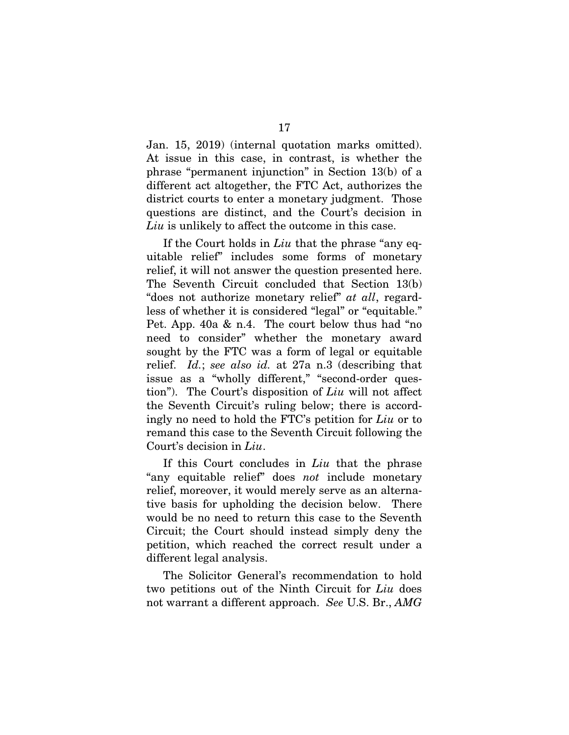Jan. 15, 2019) (internal quotation marks omitted). At issue in this case, in contrast, is whether the phrase "permanent injunction" in Section 13(b) of a different act altogether, the FTC Act, authorizes the district courts to enter a monetary judgment. Those questions are distinct, and the Court's decision in *Liu* is unlikely to affect the outcome in this case.

If the Court holds in *Liu* that the phrase "any equitable relief" includes some forms of monetary relief, it will not answer the question presented here. The Seventh Circuit concluded that Section 13(b) "does not authorize monetary relief" *at all*, regardless of whether it is considered "legal" or "equitable." Pet. App. 40a & n.4. The court below thus had "no need to consider" whether the monetary award sought by the FTC was a form of legal or equitable relief. *Id.*; *see also id.* at 27a n.3 (describing that issue as a "wholly different," "second-order question"). The Court's disposition of *Liu* will not affect the Seventh Circuit's ruling below; there is accordingly no need to hold the FTC's petition for *Liu* or to remand this case to the Seventh Circuit following the Court's decision in *Liu*.

If this Court concludes in *Liu* that the phrase "any equitable relief" does *not* include monetary relief, moreover, it would merely serve as an alternative basis for upholding the decision below. There would be no need to return this case to the Seventh Circuit; the Court should instead simply deny the petition, which reached the correct result under a different legal analysis.

The Solicitor General's recommendation to hold two petitions out of the Ninth Circuit for *Liu* does not warrant a different approach. *See* U.S. Br., *AMG*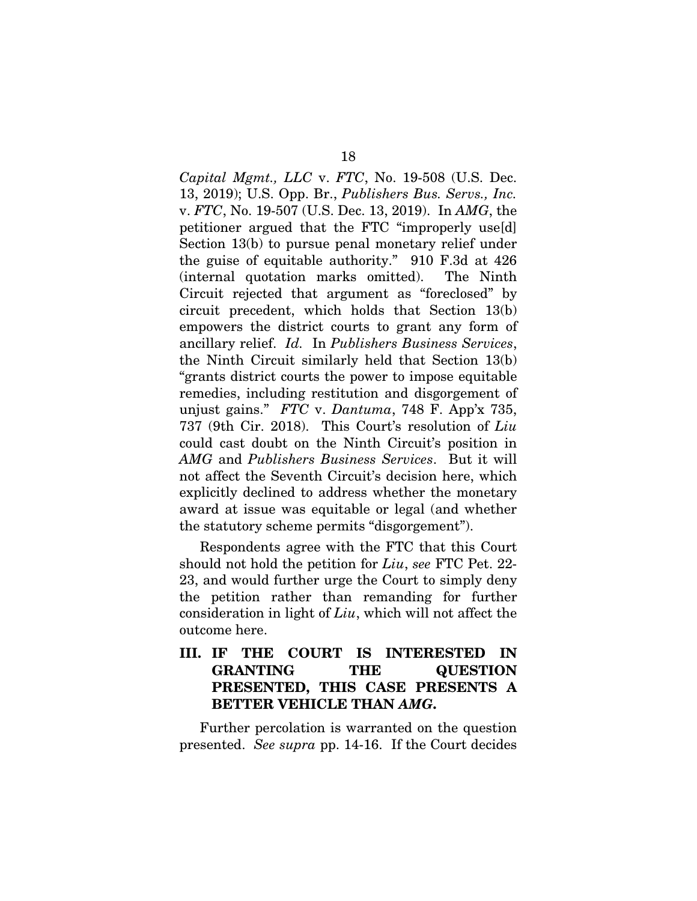*Capital Mgmt., LLC* v. *FTC*, No. 19-508 (U.S. Dec. 13, 2019); U.S. Opp. Br., *Publishers Bus. Servs., Inc.* v. *FTC*, No. 19-507 (U.S. Dec. 13, 2019). In *AMG*, the petitioner argued that the FTC "improperly use[d] Section 13(b) to pursue penal monetary relief under the guise of equitable authority." 910 F.3d at 426 (internal quotation marks omitted). The Ninth Circuit rejected that argument as "foreclosed" by circuit precedent, which holds that Section 13(b) empowers the district courts to grant any form of ancillary relief. *Id.* In *Publishers Business Services*, the Ninth Circuit similarly held that Section 13(b) "grants district courts the power to impose equitable remedies, including restitution and disgorgement of unjust gains." *FTC* v. *Dantuma*, 748 F. App'x 735, 737 (9th Cir. 2018). This Court's resolution of *Liu* could cast doubt on the Ninth Circuit's position in *AMG* and *Publishers Business Services*. But it will not affect the Seventh Circuit's decision here, which explicitly declined to address whether the monetary award at issue was equitable or legal (and whether the statutory scheme permits "disgorgement").

Respondents agree with the FTC that this Court should not hold the petition for *Liu*, *see* FTC Pet. 22-23, and would further urge the Court to simply deny the petition rather than remanding for further consideration in light of *Liu*, which will not affect the outcome here.

## III. IF THE COURT IS INTERESTED IN GRANTING THE QUESTION PRESENTED, THIS CASE PRESENTS A BETTER VEHICLE THAN *AMG*.

Further percolation is warranted on the question presented. *See supra* pp. 14-16. If the Court decides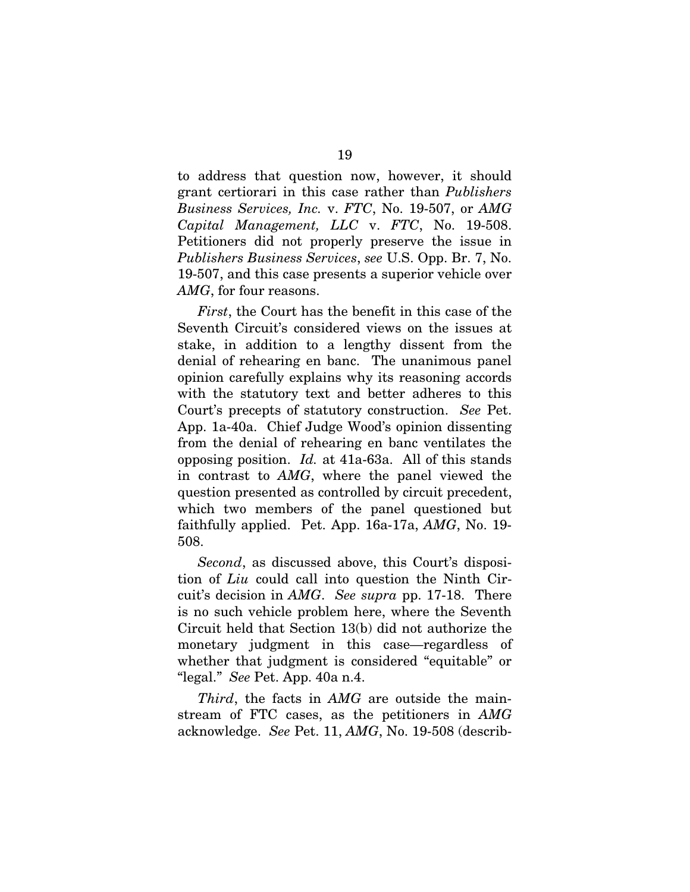to address that question now, however, it should grant certiorari in this case rather than *Publishers Business Services, Inc.* v. *FTC*, No. 19-507, or *AMG Capital Management, LLC* v. *FTC*, No. 19-508. Petitioners did not properly preserve the issue in *Publishers Business Services*, *see* U.S. Opp. Br. 7, No. 19-507, and this case presents a superior vehicle over *AMG*, for four reasons.

*First*, the Court has the benefit in this case of the Seventh Circuit's considered views on the issues at stake, in addition to a lengthy dissent from the denial of rehearing en banc. The unanimous panel opinion carefully explains why its reasoning accords with the statutory text and better adheres to this Court's precepts of statutory construction. *See* Pet. App. 1a-40a. Chief Judge Wood's opinion dissenting from the denial of rehearing en banc ventilates the opposing position. *Id.* at 41a-63a. All of this stands in contrast to *AMG*, where the panel viewed the question presented as controlled by circuit precedent, which two members of the panel questioned but faithfully applied. Pet. App. 16a-17a, *AMG*, No. 19-508.

*Second*, as discussed above, this Court's disposition of *Liu* could call into question the Ninth Circuit's decision in *AMG*. *See supra* pp. 17-18. There is no such vehicle problem here, where the Seventh Circuit held that Section 13(b) did not authorize the monetary judgment in this case—regardless of whether that judgment is considered "equitable" or "legal." *See* Pet. App. 40a n.4.

*Third*, the facts in *AMG* are outside the mainstream of FTC cases, as the petitioners in *AMG* acknowledge. *See* Pet. 11, *AMG*, No. 19-508 (describ-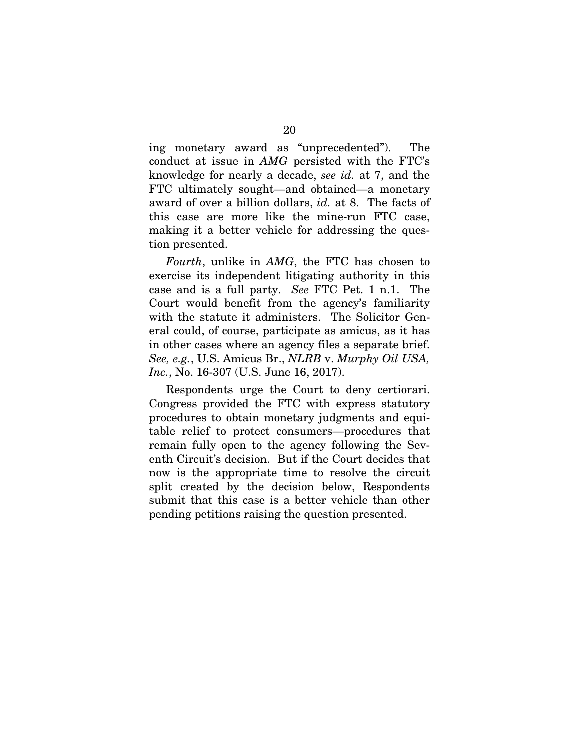ing monetary award as "unprecedented"). The conduct at issue in *AMG* persisted with the FTC's knowledge for nearly a decade, *see id.* at 7, and the FTC ultimately sought—and obtained—a monetary award of over a billion dollars, *id.* at 8. The facts of this case are more like the mine-run FTC case, making it a better vehicle for addressing the question presented.

*Fourth*, unlike in *AMG*, the FTC has chosen to exercise its independent litigating authority in this case and is a full party. *See* FTC Pet. 1 n.1. The Court would benefit from the agency's familiarity with the statute it administers. The Solicitor General could, of course, participate as amicus, as it has in other cases where an agency files a separate brief. *See, e.g.*, U.S. Amicus Br., *NLRB* v. *Murphy Oil USA, Inc.*, No. 16-307 (U.S. June 16, 2017).

Respondents urge the Court to deny certiorari. Congress provided the FTC with express statutory procedures to obtain monetary judgments and equitable relief to protect consumers—procedures that remain fully open to the agency following the Seventh Circuit's decision. But if the Court decides that now is the appropriate time to resolve the circuit split created by the decision below, Respondents submit that this case is a better vehicle than other pending petitions raising the question presented.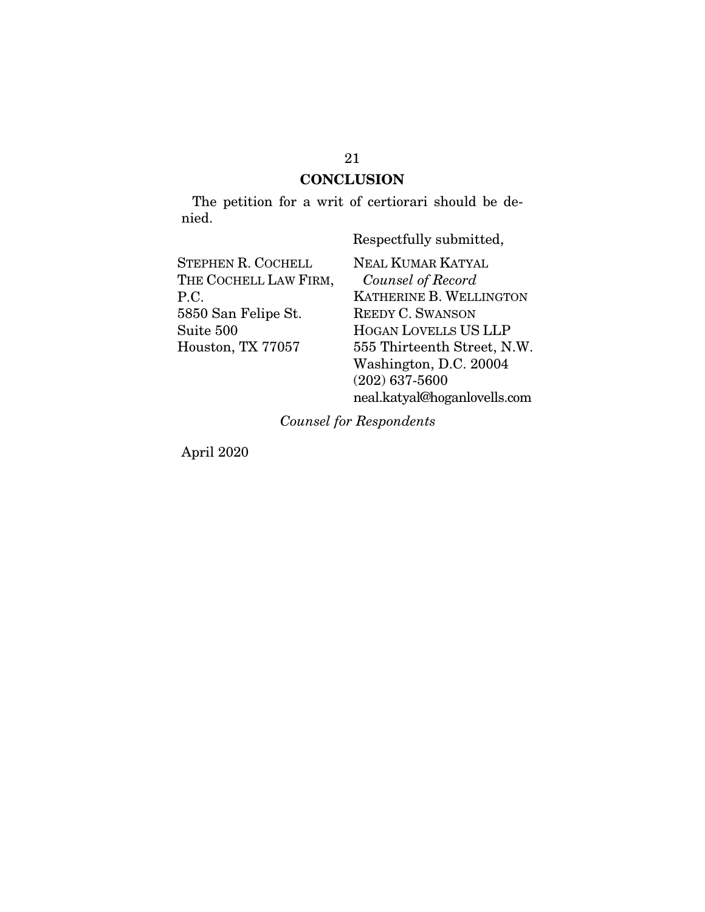## CONCLUSION

The petition for a writ of certiorari should be denied.

Respectfully submitted,

STEPHEN R. COCHELL
THE COCHELL LAW FIRM, P.C.
5850 San Felipe St.
Suite 500
Houston, TX 77057

NEAL KUMAR KATYAL
*Counsel of Record*
KATHERINE B. WELLINGTON
REEDY C. SWANSON
HOGAN LOVELLS US LLP
555 Thirteenth Street, N.W.
Washington, D.C. 20004
(202) 637-5600
neal.katyal@hoganlovells.com

*Counsel for Respondents*

April 2020